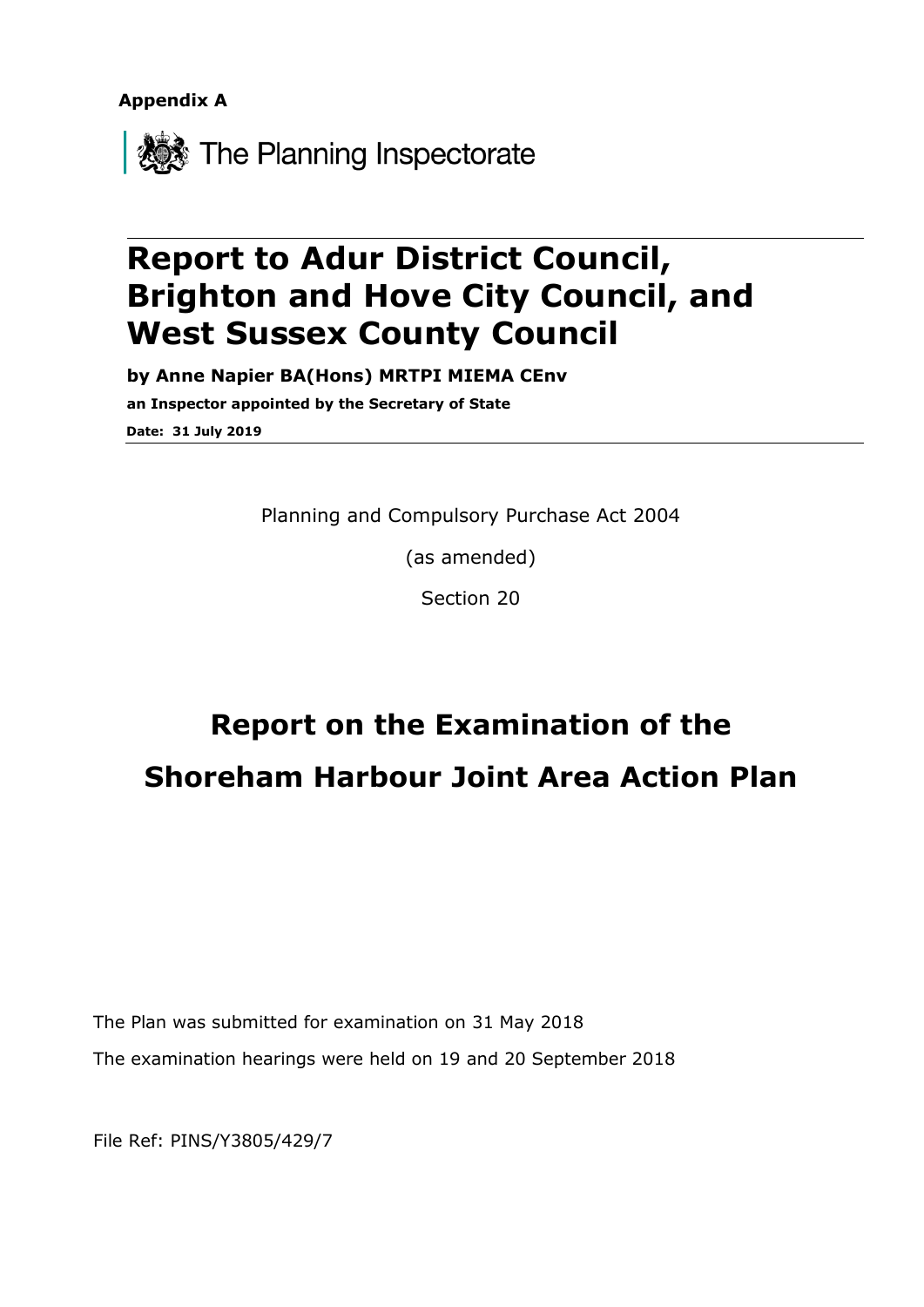**Appendix A**

The Planning Inspectorate

# Report to Adur District Council, Brighton and Hove City Council, and West Sussex County Council

**by Anne Napier BA(Hons) MRTPI MIEMA CEnv**

**an Inspector appointed by the Secretary of State**

**Date: 31 July 2019**

Planning and Compulsory Purchase Act 2004

(as amended)

Section 20

# Report on the Examination of the Shoreham Harbour Joint Area Action Plan

The Plan was submitted for examination on 31 May 2018

The examination hearings were held on 19 and 20 September 2018

File Ref: PINS/Y3805/429/7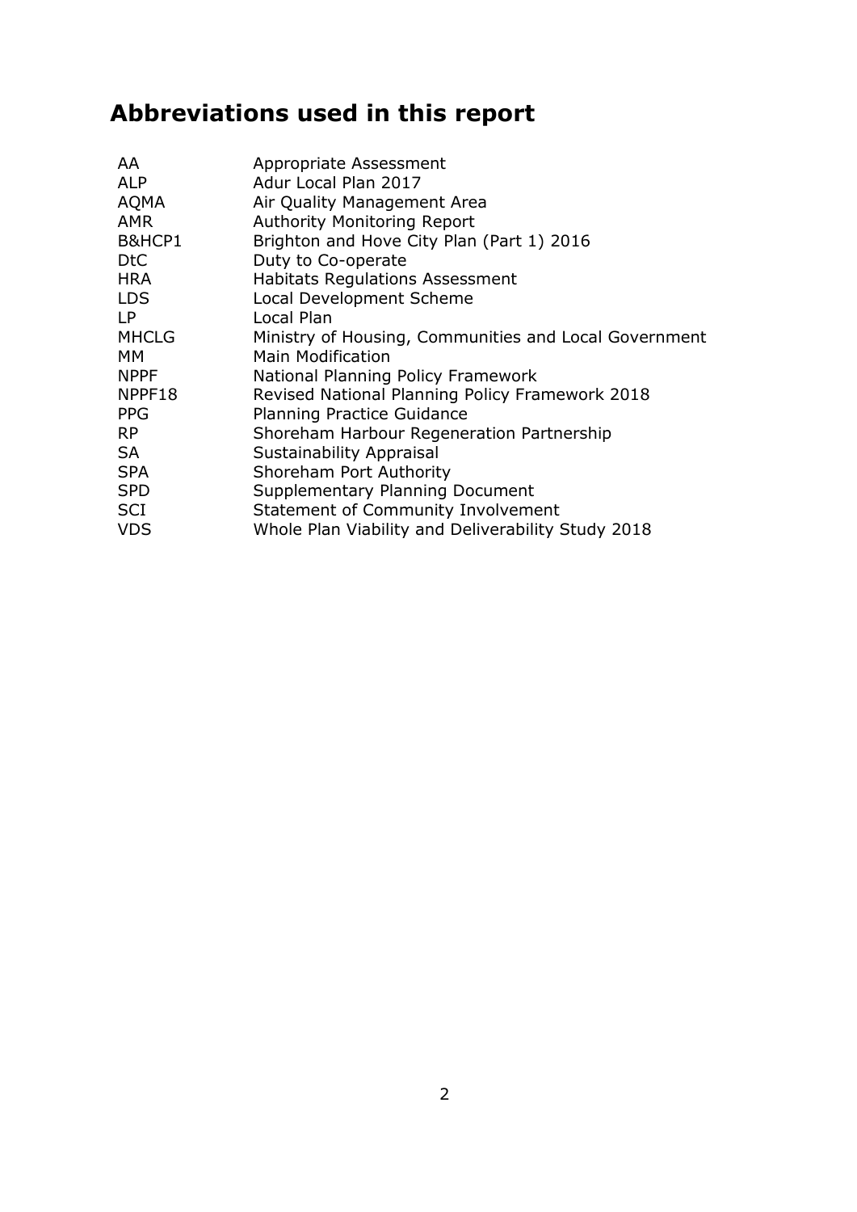# Abbreviations used in this report

| | |
|---|---|
| AA | Appropriate Assessment |
| ALP | Adur Local Plan 2017 |
| AQMA | Air Quality Management Area |
| AMR | Authority Monitoring Report |
| B&HCP1 | Brighton and Hove City Plan (Part 1) 2016 |
| DtC | Duty to Co-operate |
| HRA | Habitats Regulations Assessment |
| LDS | Local Development Scheme |
| LP | Local Plan |
| MHCLG | Ministry of Housing, Communities and Local Government |
| MM | Main Modification |
| NPPF | National Planning Policy Framework |
| NPPF18 | Revised National Planning Policy Framework 2018 |
| PPG | Planning Practice Guidance |
| RP | Shoreham Harbour Regeneration Partnership |
| SA | Sustainability Appraisal |
| SPA | Shoreham Port Authority |
| SPD | Supplementary Planning Document |
| SCI | Statement of Community Involvement |
| VDS | Whole Plan Viability and Deliverability Study 2018 |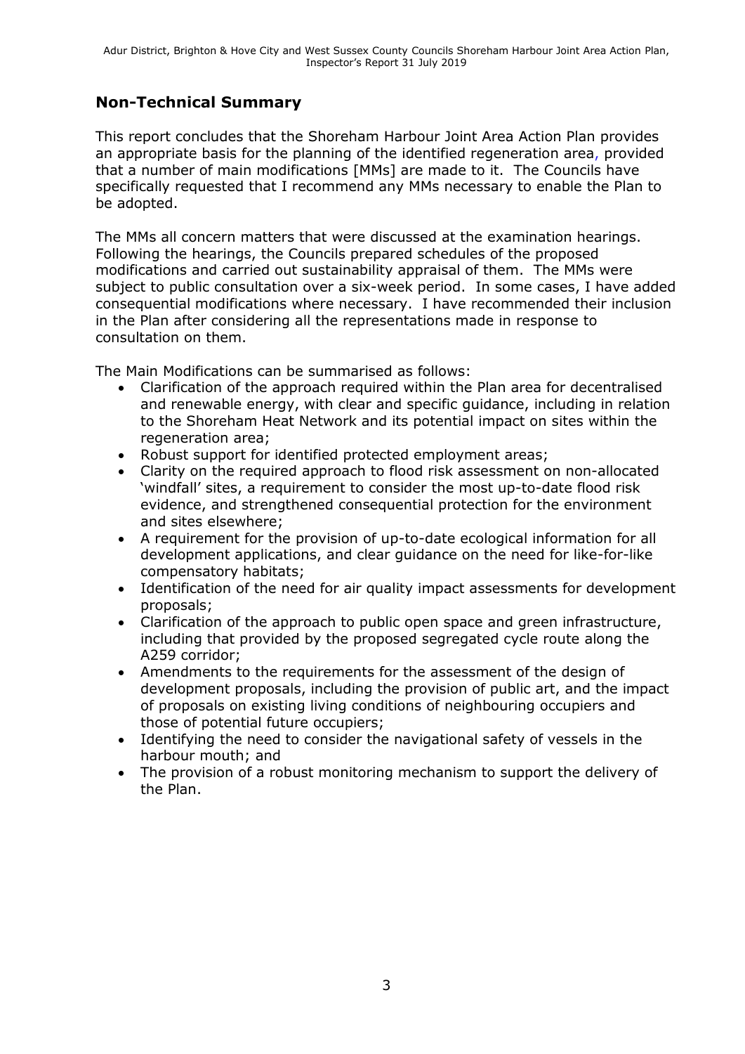## Non-Technical Summary

This report concludes that the Shoreham Harbour Joint Area Action Plan provides an appropriate basis for the planning of the identified regeneration area, provided that a number of main modifications [MMs] are made to it. The Councils have specifically requested that I recommend any MMs necessary to enable the Plan to be adopted.

The MMs all concern matters that were discussed at the examination hearings. Following the hearings, the Councils prepared schedules of the proposed modifications and carried out sustainability appraisal of them. The MMs were subject to public consultation over a six-week period. In some cases, I have added consequential modifications where necessary. I have recommended their inclusion in the Plan after considering all the representations made in response to consultation on them.

The Main Modifications can be summarised as follows:

- Clarification of the approach required within the Plan area for decentralised and renewable energy, with clear and specific guidance, including in relation to the Shoreham Heat Network and its potential impact on sites within the regeneration area;
- Robust support for identified protected employment areas;
- Clarity on the required approach to flood risk assessment on non-allocated 'windfall' sites, a requirement to consider the most up-to-date flood risk evidence, and strengthened consequential protection for the environment and sites elsewhere;
- A requirement for the provision of up-to-date ecological information for all development applications, and clear guidance on the need for like-for-like compensatory habitats;
- Identification of the need for air quality impact assessments for development proposals;
- Clarification of the approach to public open space and green infrastructure, including that provided by the proposed segregated cycle route along the A259 corridor;
- Amendments to the requirements for the assessment of the design of development proposals, including the provision of public art, and the impact of proposals on existing living conditions of neighbouring occupiers and those of potential future occupiers;
- Identifying the need to consider the navigational safety of vessels in the harbour mouth; and
- The provision of a robust monitoring mechanism to support the delivery of the Plan.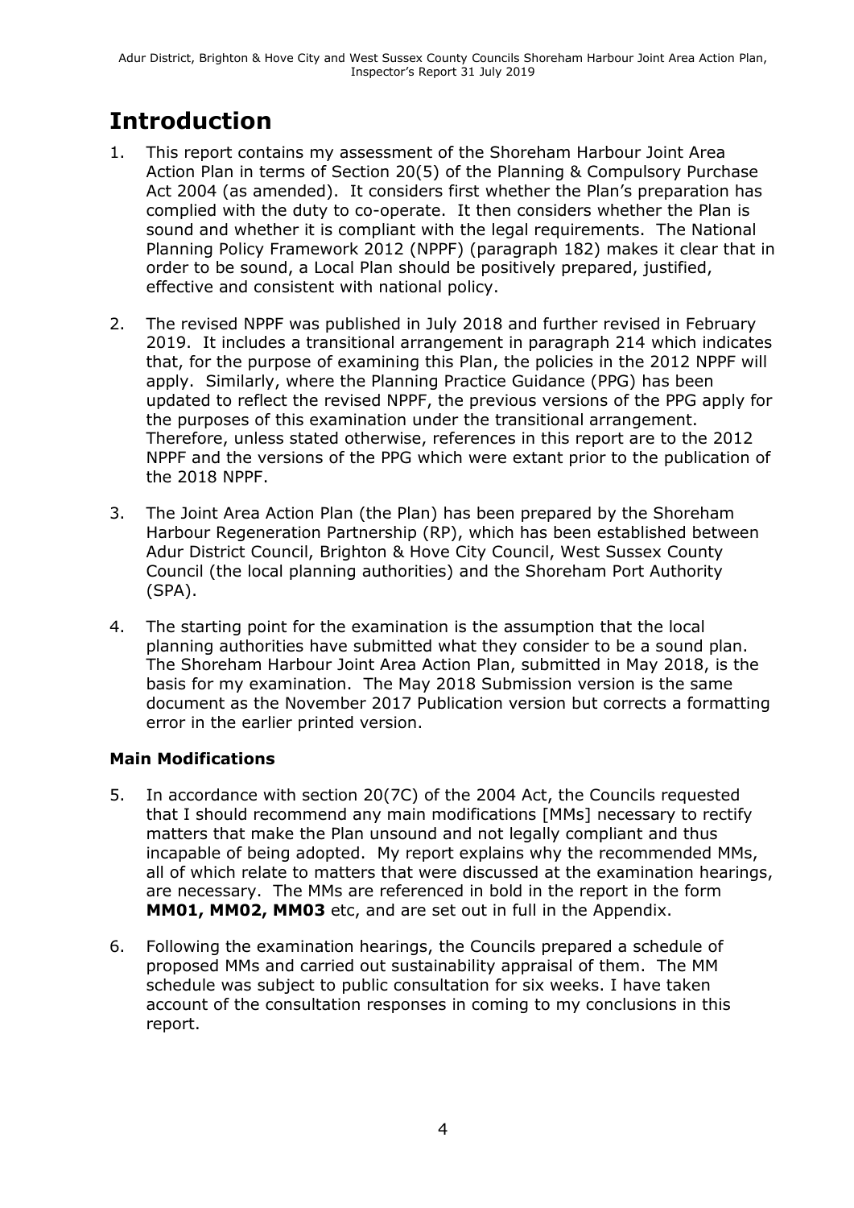# Introduction

1. This report contains my assessment of the Shoreham Harbour Joint Area Action Plan in terms of Section 20(5) of the Planning & Compulsory Purchase Act 2004 (as amended). It considers first whether the Plan's preparation has complied with the duty to co-operate. It then considers whether the Plan is sound and whether it is compliant with the legal requirements. The National Planning Policy Framework 2012 (NPPF) (paragraph 182) makes it clear that in order to be sound, a Local Plan should be positively prepared, justified, effective and consistent with national policy.

2. The revised NPPF was published in July 2018 and further revised in February 2019. It includes a transitional arrangement in paragraph 214 which indicates that, for the purpose of examining this Plan, the policies in the 2012 NPPF will apply. Similarly, where the Planning Practice Guidance (PPG) has been updated to reflect the revised NPPF, the previous versions of the PPG apply for the purposes of this examination under the transitional arrangement. Therefore, unless stated otherwise, references in this report are to the 2012 NPPF and the versions of the PPG which were extant prior to the publication of the 2018 NPPF.

3. The Joint Area Action Plan (the Plan) has been prepared by the Shoreham Harbour Regeneration Partnership (RP), which has been established between Adur District Council, Brighton & Hove City Council, West Sussex County Council (the local planning authorities) and the Shoreham Port Authority (SPA).

4. The starting point for the examination is the assumption that the local planning authorities have submitted what they consider to be a sound plan. The Shoreham Harbour Joint Area Action Plan, submitted in May 2018, is the basis for my examination. The May 2018 Submission version is the same document as the November 2017 Publication version but corrects a formatting error in the earlier printed version.

### Main Modifications

5. In accordance with section 20(7C) of the 2004 Act, the Councils requested that I should recommend any main modifications [MMs] necessary to rectify matters that make the Plan unsound and not legally compliant and thus incapable of being adopted. My report explains why the recommended MMs, all of which relate to matters that were discussed at the examination hearings, are necessary. The MMs are referenced in bold in the report in the form **MM01, MM02, MM03** etc, and are set out in full in the Appendix.

6. Following the examination hearings, the Councils prepared a schedule of proposed MMs and carried out sustainability appraisal of them. The MM schedule was subject to public consultation for six weeks. I have taken account of the consultation responses in coming to my conclusions in this report.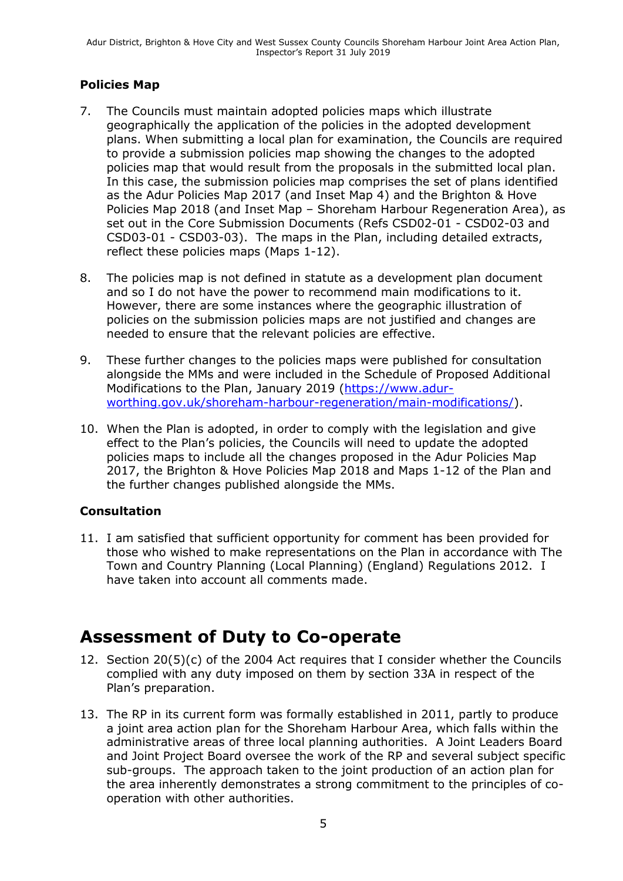### Policies Map

7. The Councils must maintain adopted policies maps which illustrate geographically the application of the policies in the adopted development plans. When submitting a local plan for examination, the Councils are required to provide a submission policies map showing the changes to the adopted policies map that would result from the proposals in the submitted local plan. In this case, the submission policies map comprises the set of plans identified as the Adur Policies Map 2017 (and Inset Map 4) and the Brighton & Hove Policies Map 2018 (and Inset Map – Shoreham Harbour Regeneration Area), as set out in the Core Submission Documents (Refs CSD02-01 - CSD02-03 and CSD03-01 - CSD03-03). The maps in the Plan, including detailed extracts, reflect these policies maps (Maps 1-12).

8. The policies map is not defined in statute as a development plan document and so I do not have the power to recommend main modifications to it. However, there are some instances where the geographic illustration of policies on the submission policies maps are not justified and changes are needed to ensure that the relevant policies are effective.

9. These further changes to the policies maps were published for consultation alongside the MMs and were included in the Schedule of Proposed Additional Modifications to the Plan, January 2019 (https://www.adur-worthing.gov.uk/shoreham-harbour-regeneration/main-modifications/).

10. When the Plan is adopted, in order to comply with the legislation and give effect to the Plan's policies, the Councils will need to update the adopted policies maps to include all the changes proposed in the Adur Policies Map 2017, the Brighton & Hove Policies Map 2018 and Maps 1-12 of the Plan and the further changes published alongside the MMs.

### Consultation

11. I am satisfied that sufficient opportunity for comment has been provided for those who wished to make representations on the Plan in accordance with The Town and Country Planning (Local Planning) (England) Regulations 2012. I have taken into account all comments made.

## Assessment of Duty to Co-operate

12. Section 20(5)(c) of the 2004 Act requires that I consider whether the Councils complied with any duty imposed on them by section 33A in respect of the Plan's preparation.

13. The RP in its current form was formally established in 2011, partly to produce a joint area action plan for the Shoreham Harbour Area, which falls within the administrative areas of three local planning authorities. A Joint Leaders Board and Joint Project Board oversee the work of the RP and several subject specific sub-groups. The approach taken to the joint production of an action plan for the area inherently demonstrates a strong commitment to the principles of co-operation with other authorities.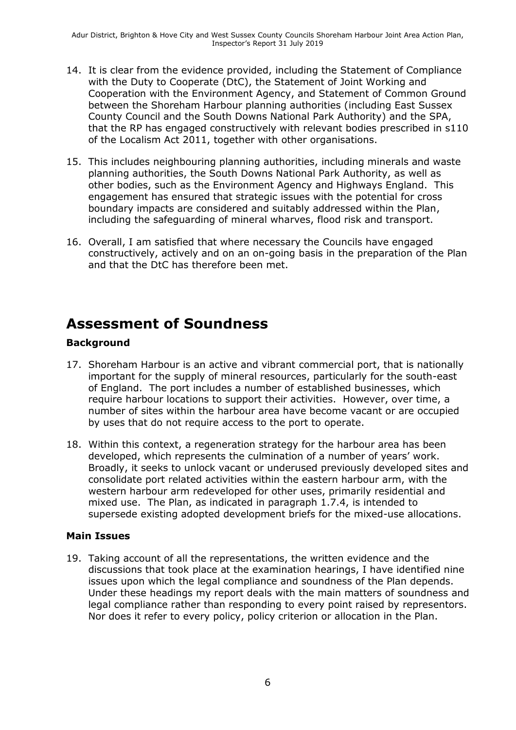14. It is clear from the evidence provided, including the Statement of Compliance with the Duty to Cooperate (DtC), the Statement of Joint Working and Cooperation with the Environment Agency, and Statement of Common Ground between the Shoreham Harbour planning authorities (including East Sussex County Council and the South Downs National Park Authority) and the SPA, that the RP has engaged constructively with relevant bodies prescribed in s110 of the Localism Act 2011, together with other organisations.

15. This includes neighbouring planning authorities, including minerals and waste planning authorities, the South Downs National Park Authority, as well as other bodies, such as the Environment Agency and Highways England. This engagement has ensured that strategic issues with the potential for cross boundary impacts are considered and suitably addressed within the Plan, including the safeguarding of mineral wharves, flood risk and transport.

16. Overall, I am satisfied that where necessary the Councils have engaged constructively, actively and on an on-going basis in the preparation of the Plan and that the DtC has therefore been met.

# Assessment of Soundness

### Background

17. Shoreham Harbour is an active and vibrant commercial port, that is nationally important for the supply of mineral resources, particularly for the south-east of England. The port includes a number of established businesses, which require harbour locations to support their activities. However, over time, a number of sites within the harbour area have become vacant or are occupied by uses that do not require access to the port to operate.

18. Within this context, a regeneration strategy for the harbour area has been developed, which represents the culmination of a number of years' work. Broadly, it seeks to unlock vacant or underused previously developed sites and consolidate port related activities within the eastern harbour arm, with the western harbour arm redeveloped for other uses, primarily residential and mixed use. The Plan, as indicated in paragraph 1.7.4, is intended to supersede existing adopted development briefs for the mixed-use allocations.

### Main Issues

19. Taking account of all the representations, the written evidence and the discussions that took place at the examination hearings, I have identified nine issues upon which the legal compliance and soundness of the Plan depends. Under these headings my report deals with the main matters of soundness and legal compliance rather than responding to every point raised by representors. Nor does it refer to every policy, policy criterion or allocation in the Plan.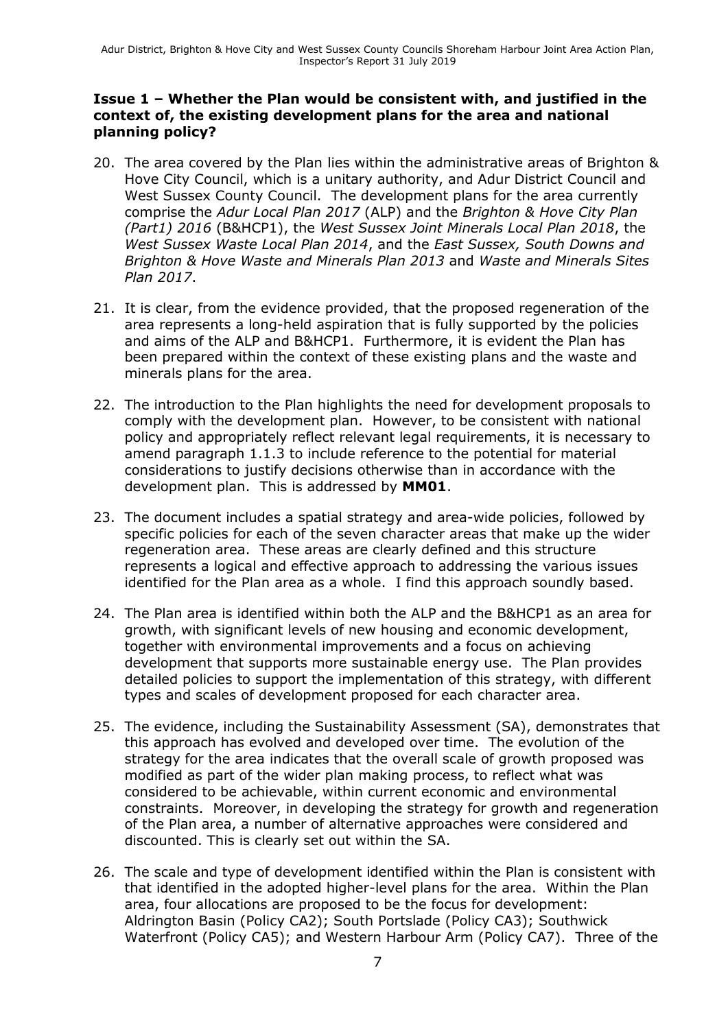**Issue 1 – Whether the Plan would be consistent with, and justified in the context of, the existing development plans for the area and national planning policy?**

20. The area covered by the Plan lies within the administrative areas of Brighton & Hove City Council, which is a unitary authority, and Adur District Council and West Sussex County Council. The development plans for the area currently comprise the *Adur Local Plan 2017* (ALP) and the *Brighton & Hove City Plan (Part1) 2016* (B&HCP1), the *West Sussex Joint Minerals Local Plan 2018*, the *West Sussex Waste Local Plan 2014*, and the *East Sussex, South Downs and Brighton & Hove Waste and Minerals Plan 2013* and *Waste and Minerals Sites Plan 2017*.

21. It is clear, from the evidence provided, that the proposed regeneration of the area represents a long-held aspiration that is fully supported by the policies and aims of the ALP and B&HCP1. Furthermore, it is evident the Plan has been prepared within the context of these existing plans and the waste and minerals plans for the area.

22. The introduction to the Plan highlights the need for development proposals to comply with the development plan. However, to be consistent with national policy and appropriately reflect relevant legal requirements, it is necessary to amend paragraph 1.1.3 to include reference to the potential for material considerations to justify decisions otherwise than in accordance with the development plan. This is addressed by **MM01**.

23. The document includes a spatial strategy and area-wide policies, followed by specific policies for each of the seven character areas that make up the wider regeneration area. These areas are clearly defined and this structure represents a logical and effective approach to addressing the various issues identified for the Plan area as a whole. I find this approach soundly based.

24. The Plan area is identified within both the ALP and the B&HCP1 as an area for growth, with significant levels of new housing and economic development, together with environmental improvements and a focus on achieving development that supports more sustainable energy use. The Plan provides detailed policies to support the implementation of this strategy, with different types and scales of development proposed for each character area.

25. The evidence, including the Sustainability Assessment (SA), demonstrates that this approach has evolved and developed over time. The evolution of the strategy for the area indicates that the overall scale of growth proposed was modified as part of the wider plan making process, to reflect what was considered to be achievable, within current economic and environmental constraints. Moreover, in developing the strategy for growth and regeneration of the Plan area, a number of alternative approaches were considered and discounted. This is clearly set out within the SA.

26. The scale and type of development identified within the Plan is consistent with that identified in the adopted higher-level plans for the area. Within the Plan area, four allocations are proposed to be the focus for development: Aldrington Basin (Policy CA2); South Portslade (Policy CA3); Southwick Waterfront (Policy CA5); and Western Harbour Arm (Policy CA7). Three of the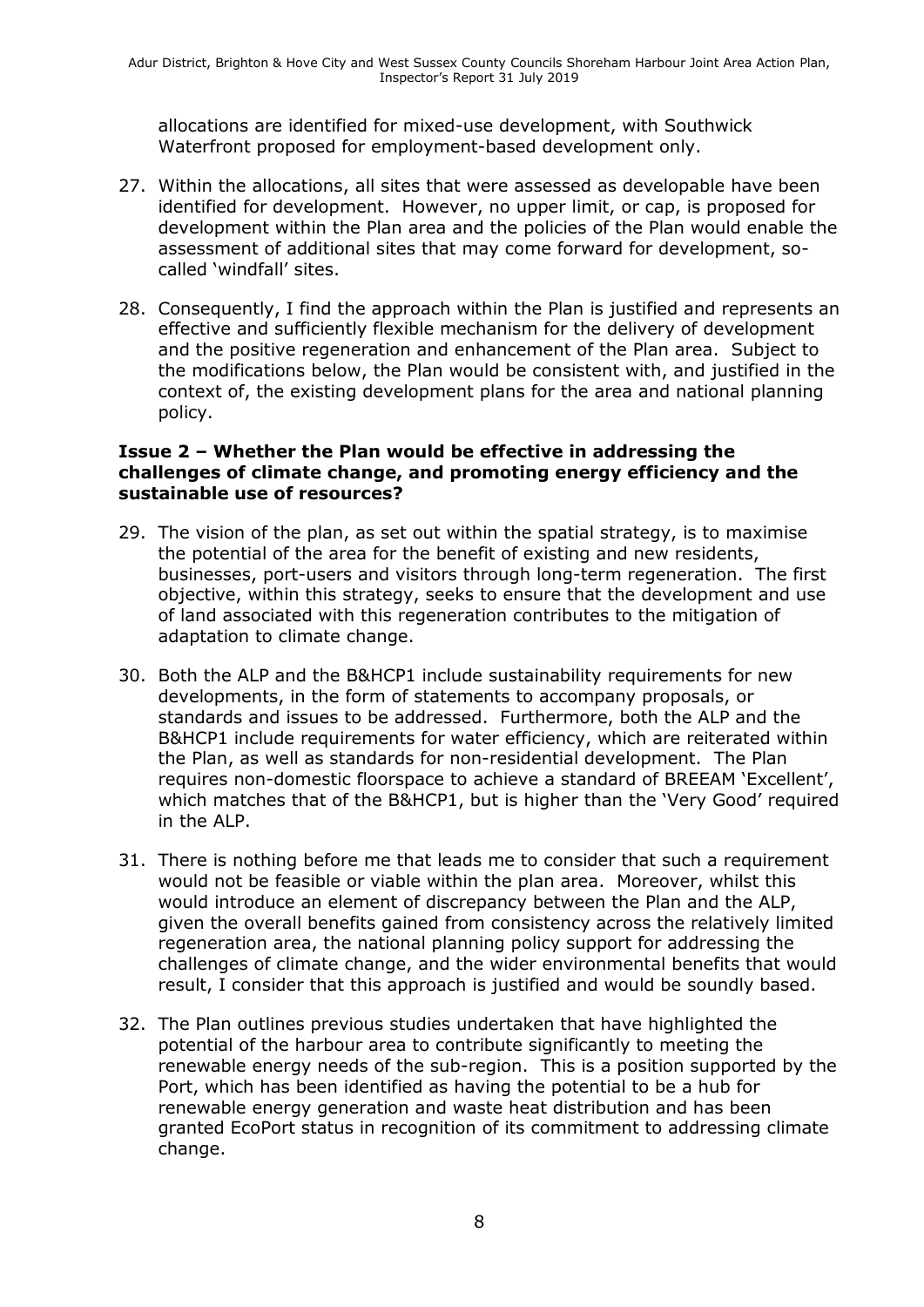allocations are identified for mixed-use development, with Southwick Waterfront proposed for employment-based development only.

27. Within the allocations, all sites that were assessed as developable have been identified for development. However, no upper limit, or cap, is proposed for development within the Plan area and the policies of the Plan would enable the assessment of additional sites that may come forward for development, so-called 'windfall' sites.

28. Consequently, I find the approach within the Plan is justified and represents an effective and sufficiently flexible mechanism for the delivery of development and the positive regeneration and enhancement of the Plan area. Subject to the modifications below, the Plan would be consistent with, and justified in the context of, the existing development plans for the area and national planning policy.

### Issue 2 – Whether the Plan would be effective in addressing the challenges of climate change, and promoting energy efficiency and the sustainable use of resources?

29. The vision of the plan, as set out within the spatial strategy, is to maximise the potential of the area for the benefit of existing and new residents, businesses, port-users and visitors through long-term regeneration. The first objective, within this strategy, seeks to ensure that the development and use of land associated with this regeneration contributes to the mitigation of adaptation to climate change.

30. Both the ALP and the B&HCP1 include sustainability requirements for new developments, in the form of statements to accompany proposals, or standards and issues to be addressed. Furthermore, both the ALP and the B&HCP1 include requirements for water efficiency, which are reiterated within the Plan, as well as standards for non-residential development. The Plan requires non-domestic floorspace to achieve a standard of BREEAM 'Excellent', which matches that of the B&HCP1, but is higher than the 'Very Good' required in the ALP.

31. There is nothing before me that leads me to consider that such a requirement would not be feasible or viable within the plan area. Moreover, whilst this would introduce an element of discrepancy between the Plan and the ALP, given the overall benefits gained from consistency across the relatively limited regeneration area, the national planning policy support for addressing the challenges of climate change, and the wider environmental benefits that would result, I consider that this approach is justified and would be soundly based.

32. The Plan outlines previous studies undertaken that have highlighted the potential of the harbour area to contribute significantly to meeting the renewable energy needs of the sub-region. This is a position supported by the Port, which has been identified as having the potential to be a hub for renewable energy generation and waste heat distribution and has been granted EcoPort status in recognition of its commitment to addressing climate change.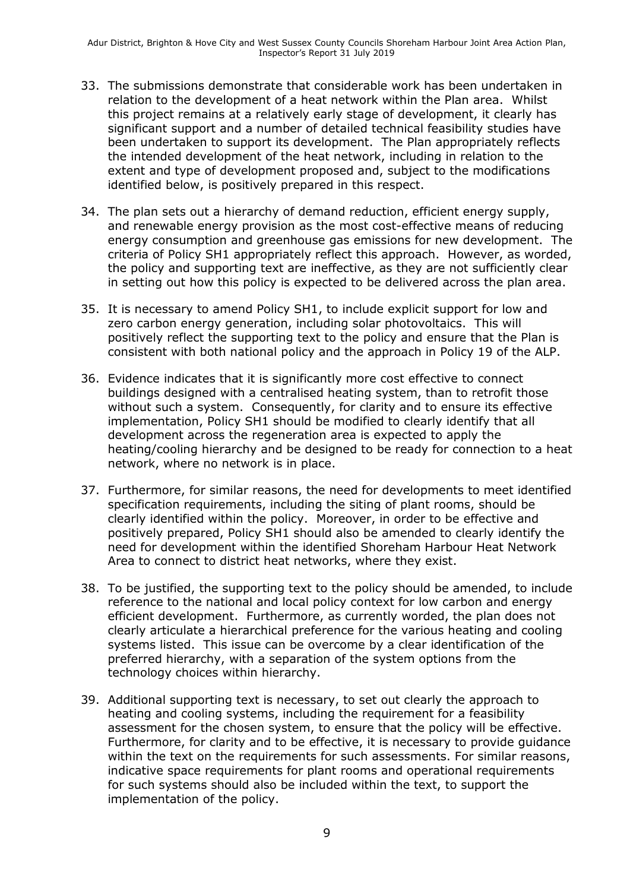33. The submissions demonstrate that considerable work has been undertaken in relation to the development of a heat network within the Plan area. Whilst this project remains at a relatively early stage of development, it clearly has significant support and a number of detailed technical feasibility studies have been undertaken to support its development. The Plan appropriately reflects the intended development of the heat network, including in relation to the extent and type of development proposed and, subject to the modifications identified below, is positively prepared in this respect.

34. The plan sets out a hierarchy of demand reduction, efficient energy supply, and renewable energy provision as the most cost-effective means of reducing energy consumption and greenhouse gas emissions for new development. The criteria of Policy SH1 appropriately reflect this approach. However, as worded, the policy and supporting text are ineffective, as they are not sufficiently clear in setting out how this policy is expected to be delivered across the plan area.

35. It is necessary to amend Policy SH1, to include explicit support for low and zero carbon energy generation, including solar photovoltaics. This will positively reflect the supporting text to the policy and ensure that the Plan is consistent with both national policy and the approach in Policy 19 of the ALP.

36. Evidence indicates that it is significantly more cost effective to connect buildings designed with a centralised heating system, than to retrofit those without such a system. Consequently, for clarity and to ensure its effective implementation, Policy SH1 should be modified to clearly identify that all development across the regeneration area is expected to apply the heating/cooling hierarchy and be designed to be ready for connection to a heat network, where no network is in place.

37. Furthermore, for similar reasons, the need for developments to meet identified specification requirements, including the siting of plant rooms, should be clearly identified within the policy. Moreover, in order to be effective and positively prepared, Policy SH1 should also be amended to clearly identify the need for development within the identified Shoreham Harbour Heat Network Area to connect to district heat networks, where they exist.

38. To be justified, the supporting text to the policy should be amended, to include reference to the national and local policy context for low carbon and energy efficient development. Furthermore, as currently worded, the plan does not clearly articulate a hierarchical preference for the various heating and cooling systems listed. This issue can be overcome by a clear identification of the preferred hierarchy, with a separation of the system options from the technology choices within hierarchy.

39. Additional supporting text is necessary, to set out clearly the approach to heating and cooling systems, including the requirement for a feasibility assessment for the chosen system, to ensure that the policy will be effective. Furthermore, for clarity and to be effective, it is necessary to provide guidance within the text on the requirements for such assessments. For similar reasons, indicative space requirements for plant rooms and operational requirements for such systems should also be included within the text, to support the implementation of the policy.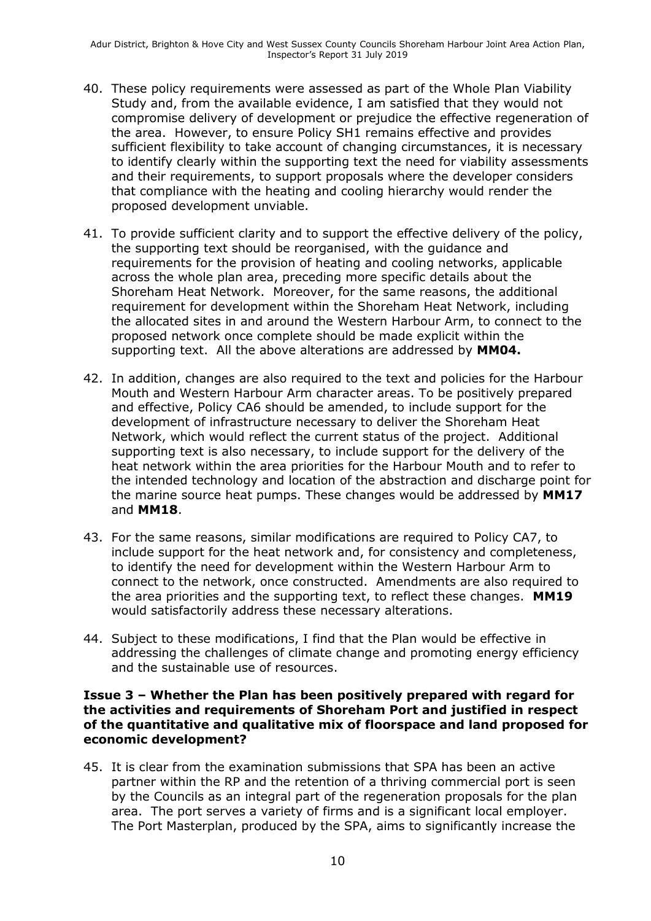40. These policy requirements were assessed as part of the Whole Plan Viability Study and, from the available evidence, I am satisfied that they would not compromise delivery of development or prejudice the effective regeneration of the area. However, to ensure Policy SH1 remains effective and provides sufficient flexibility to take account of changing circumstances, it is necessary to identify clearly within the supporting text the need for viability assessments and their requirements, to support proposals where the developer considers that compliance with the heating and cooling hierarchy would render the proposed development unviable.

41. To provide sufficient clarity and to support the effective delivery of the policy, the supporting text should be reorganised, with the guidance and requirements for the provision of heating and cooling networks, applicable across the whole plan area, preceding more specific details about the Shoreham Heat Network. Moreover, for the same reasons, the additional requirement for development within the Shoreham Heat Network, including the allocated sites in and around the Western Harbour Arm, to connect to the proposed network once complete should be made explicit within the supporting text. All the above alterations are addressed by **MM04.**

42. In addition, changes are also required to the text and policies for the Harbour Mouth and Western Harbour Arm character areas. To be positively prepared and effective, Policy CA6 should be amended, to include support for the development of infrastructure necessary to deliver the Shoreham Heat Network, which would reflect the current status of the project. Additional supporting text is also necessary, to include support for the delivery of the heat network within the area priorities for the Harbour Mouth and to refer to the intended technology and location of the abstraction and discharge point for the marine source heat pumps. These changes would be addressed by **MM17** and **MM18**.

43. For the same reasons, similar modifications are required to Policy CA7, to include support for the heat network and, for consistency and completeness, to identify the need for development within the Western Harbour Arm to connect to the network, once constructed. Amendments are also required to the area priorities and the supporting text, to reflect these changes. **MM19** would satisfactorily address these necessary alterations.

44. Subject to these modifications, I find that the Plan would be effective in addressing the challenges of climate change and promoting energy efficiency and the sustainable use of resources.

### Issue 3 – Whether the Plan has been positively prepared with regard for the activities and requirements of Shoreham Port and justified in respect of the quantitative and qualitative mix of floorspace and land proposed for economic development?

45. It is clear from the examination submissions that SPA has been an active partner within the RP and the retention of a thriving commercial port is seen by the Councils as an integral part of the regeneration proposals for the plan area. The port serves a variety of firms and is a significant local employer. The Port Masterplan, produced by the SPA, aims to significantly increase the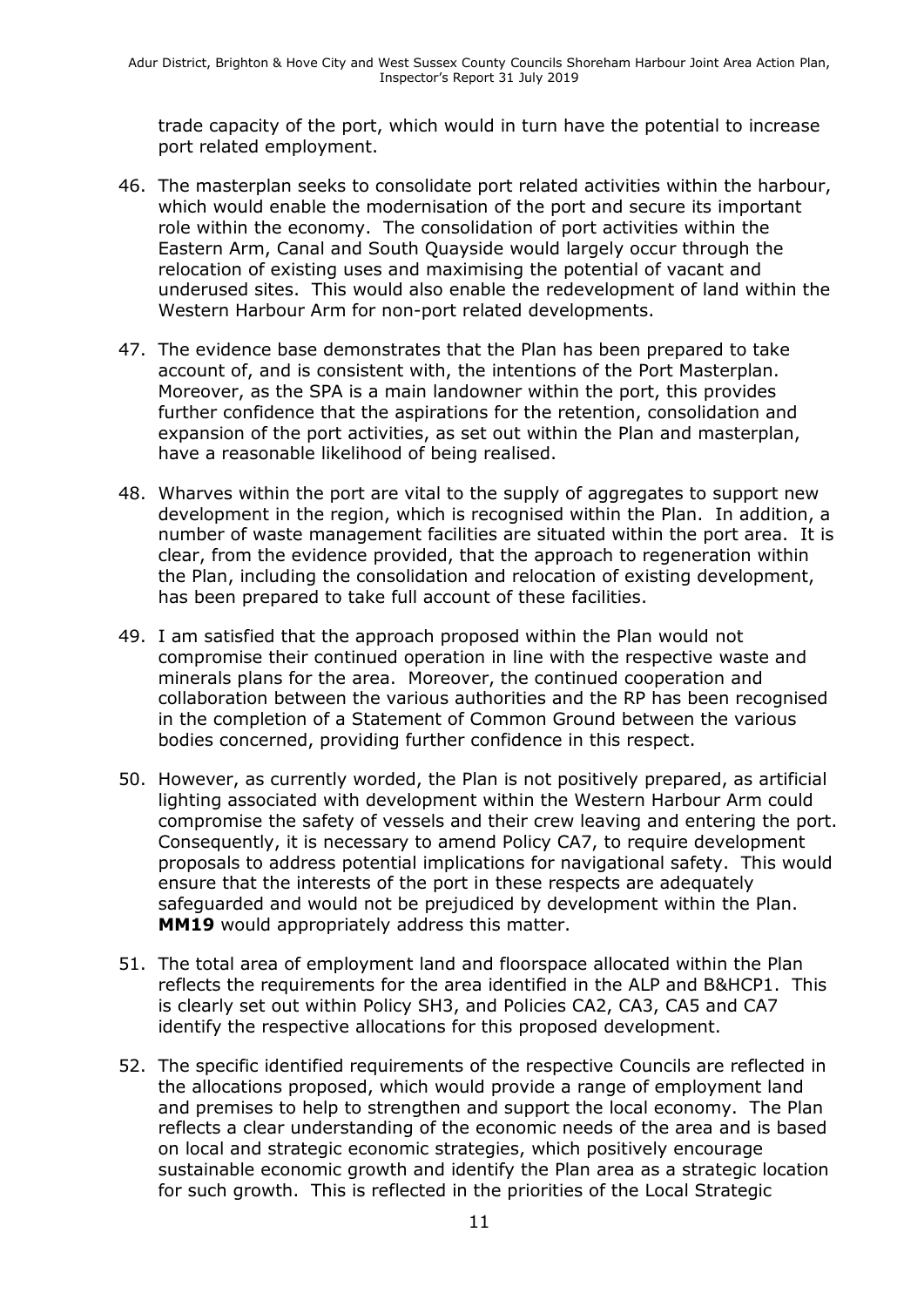trade capacity of the port, which would in turn have the potential to increase port related employment.

46. The masterplan seeks to consolidate port related activities within the harbour, which would enable the modernisation of the port and secure its important role within the economy. The consolidation of port activities within the Eastern Arm, Canal and South Quayside would largely occur through the relocation of existing uses and maximising the potential of vacant and underused sites. This would also enable the redevelopment of land within the Western Harbour Arm for non-port related developments.

47. The evidence base demonstrates that the Plan has been prepared to take account of, and is consistent with, the intentions of the Port Masterplan. Moreover, as the SPA is a main landowner within the port, this provides further confidence that the aspirations for the retention, consolidation and expansion of the port activities, as set out within the Plan and masterplan, have a reasonable likelihood of being realised.

48. Wharves within the port are vital to the supply of aggregates to support new development in the region, which is recognised within the Plan. In addition, a number of waste management facilities are situated within the port area. It is clear, from the evidence provided, that the approach to regeneration within the Plan, including the consolidation and relocation of existing development, has been prepared to take full account of these facilities.

49. I am satisfied that the approach proposed within the Plan would not compromise their continued operation in line with the respective waste and minerals plans for the area. Moreover, the continued cooperation and collaboration between the various authorities and the RP has been recognised in the completion of a Statement of Common Ground between the various bodies concerned, providing further confidence in this respect.

50. However, as currently worded, the Plan is not positively prepared, as artificial lighting associated with development within the Western Harbour Arm could compromise the safety of vessels and their crew leaving and entering the port. Consequently, it is necessary to amend Policy CA7, to require development proposals to address potential implications for navigational safety. This would ensure that the interests of the port in these respects are adequately safeguarded and would not be prejudiced by development within the Plan. **MM19** would appropriately address this matter.

51. The total area of employment land and floorspace allocated within the Plan reflects the requirements for the area identified in the ALP and B&HCP1. This is clearly set out within Policy SH3, and Policies CA2, CA3, CA5 and CA7 identify the respective allocations for this proposed development.

52. The specific identified requirements of the respective Councils are reflected in the allocations proposed, which would provide a range of employment land and premises to help to strengthen and support the local economy. The Plan reflects a clear understanding of the economic needs of the area and is based on local and strategic economic strategies, which positively encourage sustainable economic growth and identify the Plan area as a strategic location for such growth. This is reflected in the priorities of the Local Strategic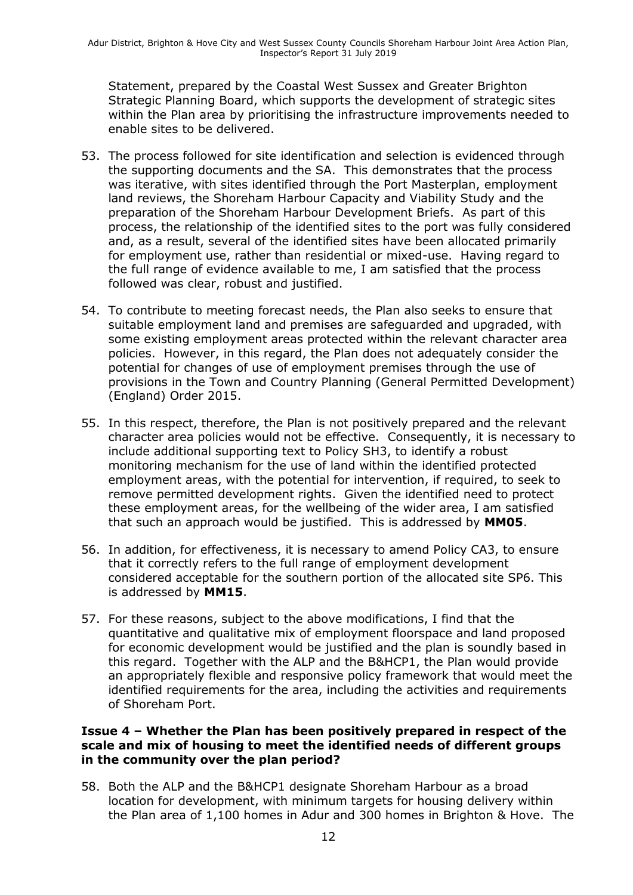Statement, prepared by the Coastal West Sussex and Greater Brighton Strategic Planning Board, which supports the development of strategic sites within the Plan area by prioritising the infrastructure improvements needed to enable sites to be delivered.

53. The process followed for site identification and selection is evidenced through the supporting documents and the SA. This demonstrates that the process was iterative, with sites identified through the Port Masterplan, employment land reviews, the Shoreham Harbour Capacity and Viability Study and the preparation of the Shoreham Harbour Development Briefs. As part of this process, the relationship of the identified sites to the port was fully considered and, as a result, several of the identified sites have been allocated primarily for employment use, rather than residential or mixed-use. Having regard to the full range of evidence available to me, I am satisfied that the process followed was clear, robust and justified.

54. To contribute to meeting forecast needs, the Plan also seeks to ensure that suitable employment land and premises are safeguarded and upgraded, with some existing employment areas protected within the relevant character area policies. However, in this regard, the Plan does not adequately consider the potential for changes of use of employment premises through the use of provisions in the Town and Country Planning (General Permitted Development) (England) Order 2015.

55. In this respect, therefore, the Plan is not positively prepared and the relevant character area policies would not be effective. Consequently, it is necessary to include additional supporting text to Policy SH3, to identify a robust monitoring mechanism for the use of land within the identified protected employment areas, with the potential for intervention, if required, to seek to remove permitted development rights. Given the identified need to protect these employment areas, for the wellbeing of the wider area, I am satisfied that such an approach would be justified. This is addressed by **MM05**.

56. In addition, for effectiveness, it is necessary to amend Policy CA3, to ensure that it correctly refers to the full range of employment development considered acceptable for the southern portion of the allocated site SP6. This is addressed by **MM15**.

57. For these reasons, subject to the above modifications, I find that the quantitative and qualitative mix of employment floorspace and land proposed for economic development would be justified and the plan is soundly based in this regard. Together with the ALP and the B&HCP1, the Plan would provide an appropriately flexible and responsive policy framework that would meet the identified requirements for the area, including the activities and requirements of Shoreham Port.

### Issue 4 – Whether the Plan has been positively prepared in respect of the scale and mix of housing to meet the identified needs of different groups in the community over the plan period?

58. Both the ALP and the B&HCP1 designate Shoreham Harbour as a broad location for development, with minimum targets for housing delivery within the Plan area of 1,100 homes in Adur and 300 homes in Brighton & Hove. The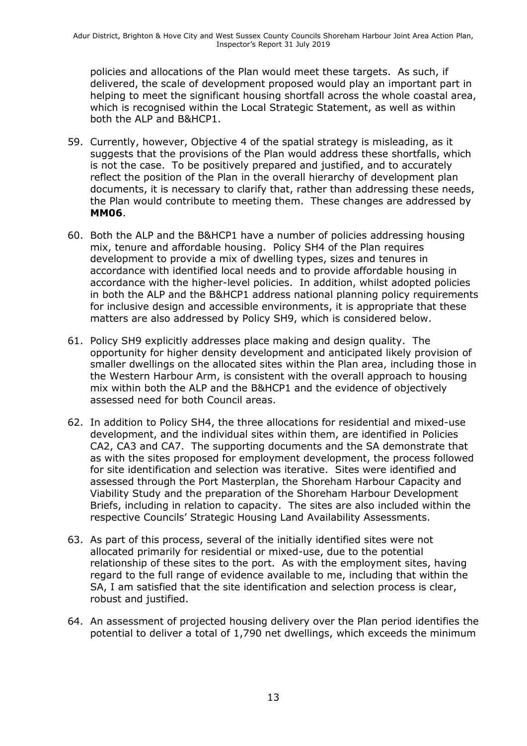policies and allocations of the Plan would meet these targets. As such, if delivered, the scale of development proposed would play an important part in helping to meet the significant housing shortfall across the whole coastal area, which is recognised within the Local Strategic Statement, as well as within both the ALP and B&HCP1.

59. Currently, however, Objective 4 of the spatial strategy is misleading, as it suggests that the provisions of the Plan would address these shortfalls, which is not the case. To be positively prepared and justified, and to accurately reflect the position of the Plan in the overall hierarchy of development plan documents, it is necessary to clarify that, rather than addressing these needs, the Plan would contribute to meeting them. These changes are addressed by **MM06**.

60. Both the ALP and the B&HCP1 have a number of policies addressing housing mix, tenure and affordable housing. Policy SH4 of the Plan requires development to provide a mix of dwelling types, sizes and tenures in accordance with identified local needs and to provide affordable housing in accordance with the higher-level policies. In addition, whilst adopted policies in both the ALP and the B&HCP1 address national planning policy requirements for inclusive design and accessible environments, it is appropriate that these matters are also addressed by Policy SH9, which is considered below.

61. Policy SH9 explicitly addresses place making and design quality. The opportunity for higher density development and anticipated likely provision of smaller dwellings on the allocated sites within the Plan area, including those in the Western Harbour Arm, is consistent with the overall approach to housing mix within both the ALP and the B&HCP1 and the evidence of objectively assessed need for both Council areas.

62. In addition to Policy SH4, the three allocations for residential and mixed-use development, and the individual sites within them, are identified in Policies CA2, CA3 and CA7. The supporting documents and the SA demonstrate that as with the sites proposed for employment development, the process followed for site identification and selection was iterative. Sites were identified and assessed through the Port Masterplan, the Shoreham Harbour Capacity and Viability Study and the preparation of the Shoreham Harbour Development Briefs, including in relation to capacity. The sites are also included within the respective Councils' Strategic Housing Land Availability Assessments.

63. As part of this process, several of the initially identified sites were not allocated primarily for residential or mixed-use, due to the potential relationship of these sites to the port. As with the employment sites, having regard to the full range of evidence available to me, including that within the SA, I am satisfied that the site identification and selection process is clear, robust and justified.

64. An assessment of projected housing delivery over the Plan period identifies the potential to deliver a total of 1,790 net dwellings, which exceeds the minimum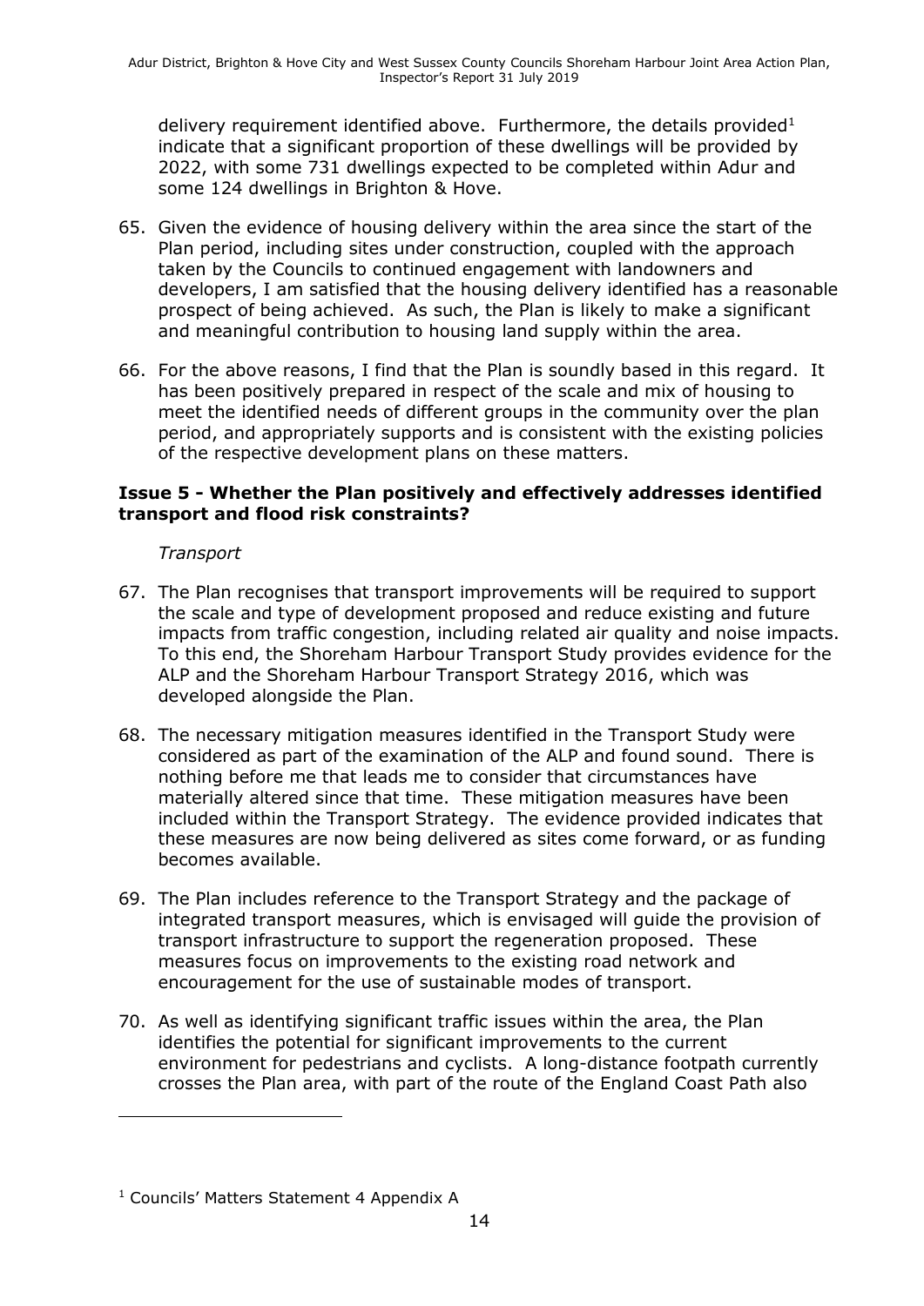delivery requirement identified above. Furthermore, the details provided[1] indicate that a significant proportion of these dwellings will be provided by 2022, with some 731 dwellings expected to be completed within Adur and some 124 dwellings in Brighton & Hove.

65. Given the evidence of housing delivery within the area since the start of the Plan period, including sites under construction, coupled with the approach taken by the Councils to continued engagement with landowners and developers, I am satisfied that the housing delivery identified has a reasonable prospect of being achieved. As such, the Plan is likely to make a significant and meaningful contribution to housing land supply within the area.

66. For the above reasons, I find that the Plan is soundly based in this regard. It has been positively prepared in respect of the scale and mix of housing to meet the identified needs of different groups in the community over the plan period, and appropriately supports and is consistent with the existing policies of the respective development plans on these matters.

### Issue 5 - Whether the Plan positively and effectively addresses identified transport and flood risk constraints?

*Transport*

67. The Plan recognises that transport improvements will be required to support the scale and type of development proposed and reduce existing and future impacts from traffic congestion, including related air quality and noise impacts. To this end, the Shoreham Harbour Transport Study provides evidence for the ALP and the Shoreham Harbour Transport Strategy 2016, which was developed alongside the Plan.

68. The necessary mitigation measures identified in the Transport Study were considered as part of the examination of the ALP and found sound. There is nothing before me that leads me to consider that circumstances have materially altered since that time. These mitigation measures have been included within the Transport Strategy. The evidence provided indicates that these measures are now being delivered as sites come forward, or as funding becomes available.

69. The Plan includes reference to the Transport Strategy and the package of integrated transport measures, which is envisaged will guide the provision of transport infrastructure to support the regeneration proposed. These measures focus on improvements to the existing road network and encouragement for the use of sustainable modes of transport.

70. As well as identifying significant traffic issues within the area, the Plan identifies the potential for significant improvements to the current environment for pedestrians and cyclists. A long-distance footpath currently crosses the Plan area, with part of the route of the England Coast Path also

---

[1] Councils' Matters Statement 4 Appendix A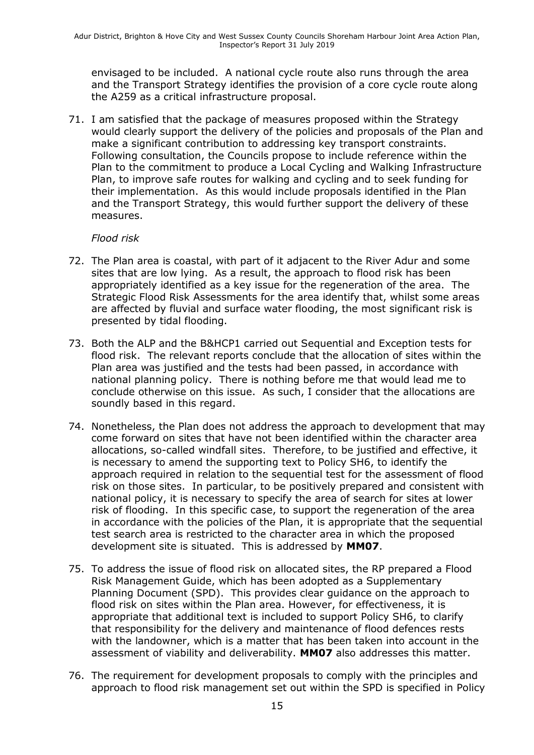envisaged to be included. A national cycle route also runs through the area and the Transport Strategy identifies the provision of a core cycle route along the A259 as a critical infrastructure proposal.

71. I am satisfied that the package of measures proposed within the Strategy would clearly support the delivery of the policies and proposals of the Plan and make a significant contribution to addressing key transport constraints. Following consultation, the Councils propose to include reference within the Plan to the commitment to produce a Local Cycling and Walking Infrastructure Plan, to improve safe routes for walking and cycling and to seek funding for their implementation. As this would include proposals identified in the Plan and the Transport Strategy, this would further support the delivery of these measures.

*Flood risk*

72. The Plan area is coastal, with part of it adjacent to the River Adur and some sites that are low lying. As a result, the approach to flood risk has been appropriately identified as a key issue for the regeneration of the area. The Strategic Flood Risk Assessments for the area identify that, whilst some areas are affected by fluvial and surface water flooding, the most significant risk is presented by tidal flooding.

73. Both the ALP and the B&HCP1 carried out Sequential and Exception tests for flood risk. The relevant reports conclude that the allocation of sites within the Plan area was justified and the tests had been passed, in accordance with national planning policy. There is nothing before me that would lead me to conclude otherwise on this issue. As such, I consider that the allocations are soundly based in this regard.

74. Nonetheless, the Plan does not address the approach to development that may come forward on sites that have not been identified within the character area allocations, so-called windfall sites. Therefore, to be justified and effective, it is necessary to amend the supporting text to Policy SH6, to identify the approach required in relation to the sequential test for the assessment of flood risk on those sites. In particular, to be positively prepared and consistent with national policy, it is necessary to specify the area of search for sites at lower risk of flooding. In this specific case, to support the regeneration of the area in accordance with the policies of the Plan, it is appropriate that the sequential test search area is restricted to the character area in which the proposed development site is situated. This is addressed by **MM07**.

75. To address the issue of flood risk on allocated sites, the RP prepared a Flood Risk Management Guide, which has been adopted as a Supplementary Planning Document (SPD). This provides clear guidance on the approach to flood risk on sites within the Plan area. However, for effectiveness, it is appropriate that additional text is included to support Policy SH6, to clarify that responsibility for the delivery and maintenance of flood defences rests with the landowner, which is a matter that has been taken into account in the assessment of viability and deliverability. **MM07** also addresses this matter.

76. The requirement for development proposals to comply with the principles and approach to flood risk management set out within the SPD is specified in Policy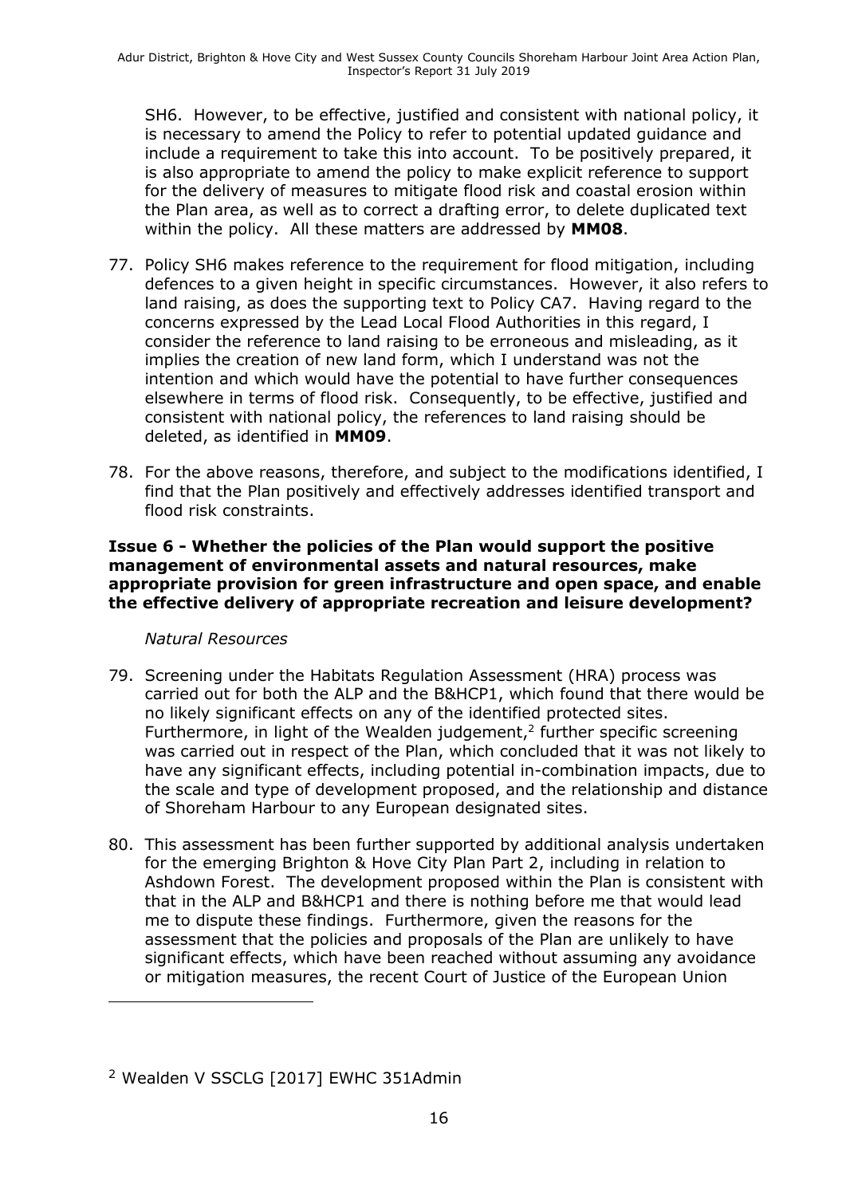SH6. However, to be effective, justified and consistent with national policy, it is necessary to amend the Policy to refer to potential updated guidance and include a requirement to take this into account. To be positively prepared, it is also appropriate to amend the policy to make explicit reference to support for the delivery of measures to mitigate flood risk and coastal erosion within the Plan area, as well as to correct a drafting error, to delete duplicated text within the policy. All these matters are addressed by **MM08**.

77. Policy SH6 makes reference to the requirement for flood mitigation, including defences to a given height in specific circumstances. However, it also refers to land raising, as does the supporting text to Policy CA7. Having regard to the concerns expressed by the Lead Local Flood Authorities in this regard, I consider the reference to land raising to be erroneous and misleading, as it implies the creation of new land form, which I understand was not the intention and which would have the potential to have further consequences elsewhere in terms of flood risk. Consequently, to be effective, justified and consistent with national policy, the references to land raising should be deleted, as identified in **MM09**.

78. For the above reasons, therefore, and subject to the modifications identified, I find that the Plan positively and effectively addresses identified transport and flood risk constraints.

**Issue 6 - Whether the policies of the Plan would support the positive management of environmental assets and natural resources, make appropriate provision for green infrastructure and open space, and enable the effective delivery of appropriate recreation and leisure development?**

*Natural Resources*

79. Screening under the Habitats Regulation Assessment (HRA) process was carried out for both the ALP and the B&HCP1, which found that there would be no likely significant effects on any of the identified protected sites. Furthermore, in light of the Wealden judgement,[2] further specific screening was carried out in respect of the Plan, which concluded that it was not likely to have any significant effects, including potential in-combination impacts, due to the scale and type of development proposed, and the relationship and distance of Shoreham Harbour to any European designated sites.

80. This assessment has been further supported by additional analysis undertaken for the emerging Brighton & Hove City Plan Part 2, including in relation to Ashdown Forest. The development proposed within the Plan is consistent with that in the ALP and B&HCP1 and there is nothing before me that would lead me to dispute these findings. Furthermore, given the reasons for the assessment that the policies and proposals of the Plan are unlikely to have significant effects, which have been reached without assuming any avoidance or mitigation measures, the recent Court of Justice of the European Union

[2] Wealden V SSCLG [2017] EWHC 351Admin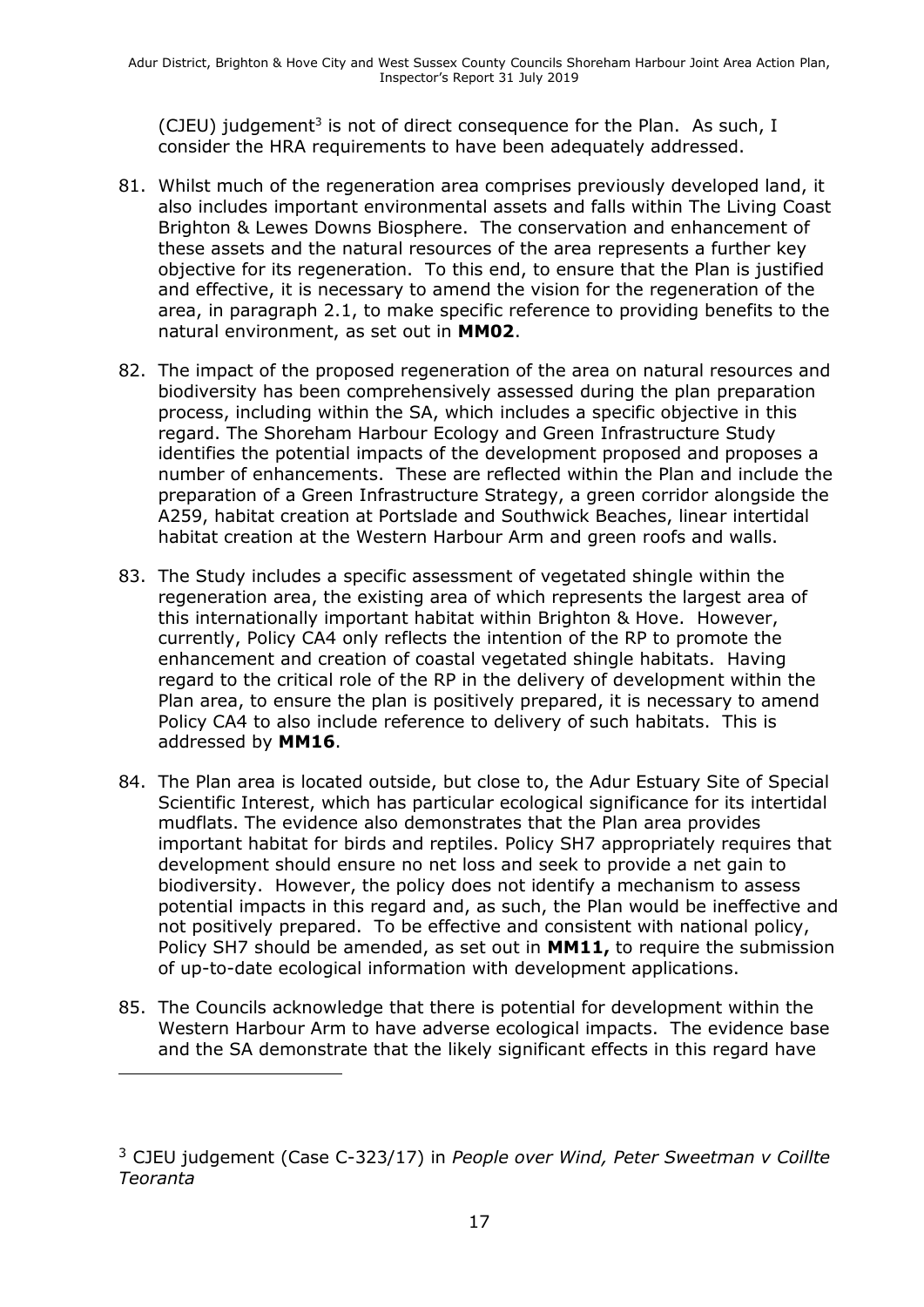(CJEU) judgement[3] is not of direct consequence for the Plan. As such, I consider the HRA requirements to have been adequately addressed.

81. Whilst much of the regeneration area comprises previously developed land, it also includes important environmental assets and falls within The Living Coast Brighton & Lewes Downs Biosphere. The conservation and enhancement of these assets and the natural resources of the area represents a further key objective for its regeneration. To this end, to ensure that the Plan is justified and effective, it is necessary to amend the vision for the regeneration of the area, in paragraph 2.1, to make specific reference to providing benefits to the natural environment, as set out in **MM02**.

82. The impact of the proposed regeneration of the area on natural resources and biodiversity has been comprehensively assessed during the plan preparation process, including within the SA, which includes a specific objective in this regard. The Shoreham Harbour Ecology and Green Infrastructure Study identifies the potential impacts of the development proposed and proposes a number of enhancements. These are reflected within the Plan and include the preparation of a Green Infrastructure Strategy, a green corridor alongside the A259, habitat creation at Portslade and Southwick Beaches, linear intertidal habitat creation at the Western Harbour Arm and green roofs and walls.

83. The Study includes a specific assessment of vegetated shingle within the regeneration area, the existing area of which represents the largest area of this internationally important habitat within Brighton & Hove. However, currently, Policy CA4 only reflects the intention of the RP to promote the enhancement and creation of coastal vegetated shingle habitats. Having regard to the critical role of the RP in the delivery of development within the Plan area, to ensure the plan is positively prepared, it is necessary to amend Policy CA4 to also include reference to delivery of such habitats. This is addressed by **MM16**.

84. The Plan area is located outside, but close to, the Adur Estuary Site of Special Scientific Interest, which has particular ecological significance for its intertidal mudflats. The evidence also demonstrates that the Plan area provides important habitat for birds and reptiles. Policy SH7 appropriately requires that development should ensure no net loss and seek to provide a net gain to biodiversity. However, the policy does not identify a mechanism to assess potential impacts in this regard and, as such, the Plan would be ineffective and not positively prepared. To be effective and consistent with national policy, Policy SH7 should be amended, as set out in **MM11,** to require the submission of up-to-date ecological information with development applications.

85. The Councils acknowledge that there is potential for development within the Western Harbour Arm to have adverse ecological impacts. The evidence base and the SA demonstrate that the likely significant effects in this regard have

[3] CJEU judgement (Case C-323/17) in *People over Wind, Peter Sweetman v Coillte Teoranta*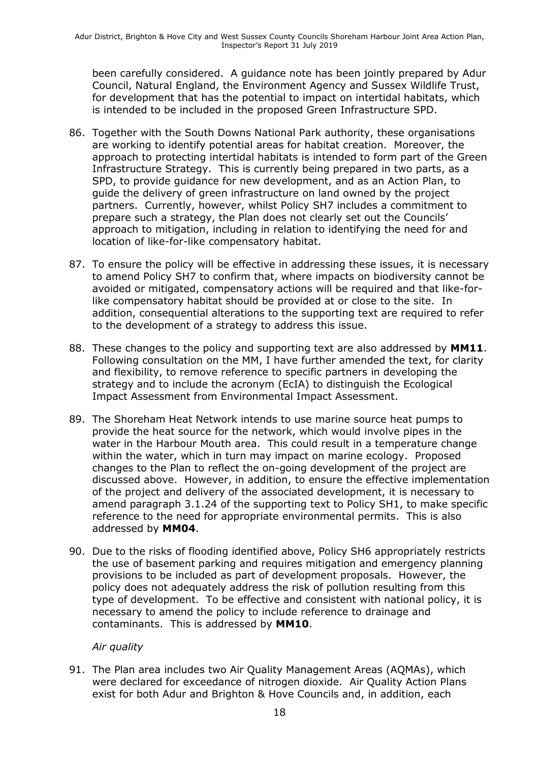been carefully considered. A guidance note has been jointly prepared by Adur Council, Natural England, the Environment Agency and Sussex Wildlife Trust, for development that has the potential to impact on intertidal habitats, which is intended to be included in the proposed Green Infrastructure SPD.

86. Together with the South Downs National Park authority, these organisations are working to identify potential areas for habitat creation. Moreover, the approach to protecting intertidal habitats is intended to form part of the Green Infrastructure Strategy. This is currently being prepared in two parts, as a SPD, to provide guidance for new development, and as an Action Plan, to guide the delivery of green infrastructure on land owned by the project partners. Currently, however, whilst Policy SH7 includes a commitment to prepare such a strategy, the Plan does not clearly set out the Councils' approach to mitigation, including in relation to identifying the need for and location of like-for-like compensatory habitat.

87. To ensure the policy will be effective in addressing these issues, it is necessary to amend Policy SH7 to confirm that, where impacts on biodiversity cannot be avoided or mitigated, compensatory actions will be required and that like-for-like compensatory habitat should be provided at or close to the site. In addition, consequential alterations to the supporting text are required to refer to the development of a strategy to address this issue.

88. These changes to the policy and supporting text are also addressed by **MM11**. Following consultation on the MM, I have further amended the text, for clarity and flexibility, to remove reference to specific partners in developing the strategy and to include the acronym (EcIA) to distinguish the Ecological Impact Assessment from Environmental Impact Assessment.

89. The Shoreham Heat Network intends to use marine source heat pumps to provide the heat source for the network, which would involve pipes in the water in the Harbour Mouth area. This could result in a temperature change within the water, which in turn may impact on marine ecology. Proposed changes to the Plan to reflect the on-going development of the project are discussed above. However, in addition, to ensure the effective implementation of the project and delivery of the associated development, it is necessary to amend paragraph 3.1.24 of the supporting text to Policy SH1, to make specific reference to the need for appropriate environmental permits. This is also addressed by **MM04**.

90. Due to the risks of flooding identified above, Policy SH6 appropriately restricts the use of basement parking and requires mitigation and emergency planning provisions to be included as part of development proposals. However, the policy does not adequately address the risk of pollution resulting from this type of development. To be effective and consistent with national policy, it is necessary to amend the policy to include reference to drainage and contaminants. This is addressed by **MM10**.

*Air quality*

91. The Plan area includes two Air Quality Management Areas (AQMAs), which were declared for exceedance of nitrogen dioxide. Air Quality Action Plans exist for both Adur and Brighton & Hove Councils and, in addition, each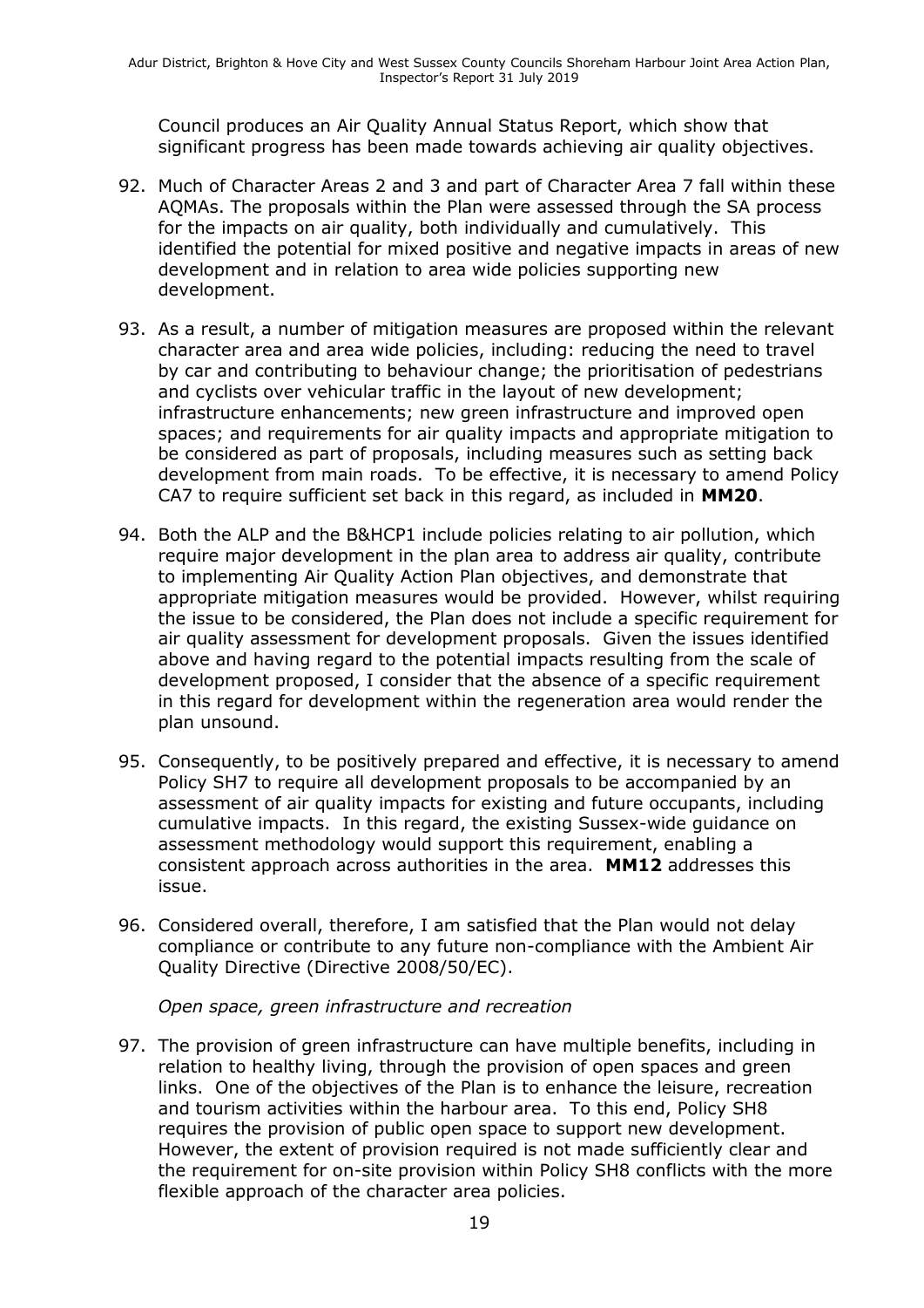Council produces an Air Quality Annual Status Report, which show that significant progress has been made towards achieving air quality objectives.

92. Much of Character Areas 2 and 3 and part of Character Area 7 fall within these AQMAs. The proposals within the Plan were assessed through the SA process for the impacts on air quality, both individually and cumulatively. This identified the potential for mixed positive and negative impacts in areas of new development and in relation to area wide policies supporting new development.

93. As a result, a number of mitigation measures are proposed within the relevant character area and area wide policies, including: reducing the need to travel by car and contributing to behaviour change; the prioritisation of pedestrians and cyclists over vehicular traffic in the layout of new development; infrastructure enhancements; new green infrastructure and improved open spaces; and requirements for air quality impacts and appropriate mitigation to be considered as part of proposals, including measures such as setting back development from main roads. To be effective, it is necessary to amend Policy CA7 to require sufficient set back in this regard, as included in **MM20**.

94. Both the ALP and the B&HCP1 include policies relating to air pollution, which require major development in the plan area to address air quality, contribute to implementing Air Quality Action Plan objectives, and demonstrate that appropriate mitigation measures would be provided. However, whilst requiring the issue to be considered, the Plan does not include a specific requirement for air quality assessment for development proposals. Given the issues identified above and having regard to the potential impacts resulting from the scale of development proposed, I consider that the absence of a specific requirement in this regard for development within the regeneration area would render the plan unsound.

95. Consequently, to be positively prepared and effective, it is necessary to amend Policy SH7 to require all development proposals to be accompanied by an assessment of air quality impacts for existing and future occupants, including cumulative impacts. In this regard, the existing Sussex-wide guidance on assessment methodology would support this requirement, enabling a consistent approach across authorities in the area. **MM12** addresses this issue.

96. Considered overall, therefore, I am satisfied that the Plan would not delay compliance or contribute to any future non-compliance with the Ambient Air Quality Directive (Directive 2008/50/EC).

*Open space, green infrastructure and recreation*

97. The provision of green infrastructure can have multiple benefits, including in relation to healthy living, through the provision of open spaces and green links. One of the objectives of the Plan is to enhance the leisure, recreation and tourism activities within the harbour area. To this end, Policy SH8 requires the provision of public open space to support new development. However, the extent of provision required is not made sufficiently clear and the requirement for on-site provision within Policy SH8 conflicts with the more flexible approach of the character area policies.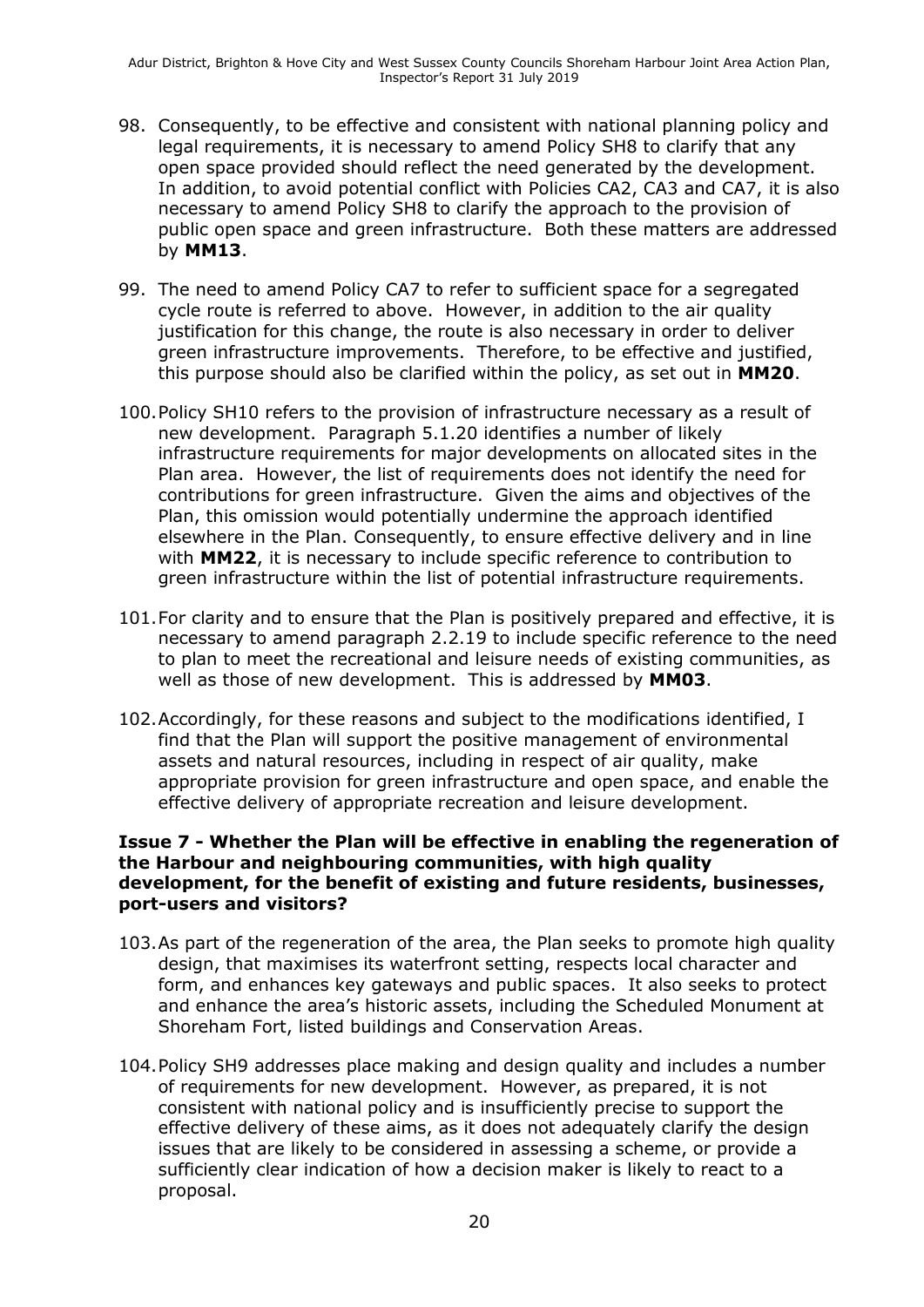98. Consequently, to be effective and consistent with national planning policy and legal requirements, it is necessary to amend Policy SH8 to clarify that any open space provided should reflect the need generated by the development. In addition, to avoid potential conflict with Policies CA2, CA3 and CA7, it is also necessary to amend Policy SH8 to clarify the approach to the provision of public open space and green infrastructure. Both these matters are addressed by **MM13**.

99. The need to amend Policy CA7 to refer to sufficient space for a segregated cycle route is referred to above. However, in addition to the air quality justification for this change, the route is also necessary in order to deliver green infrastructure improvements. Therefore, to be effective and justified, this purpose should also be clarified within the policy, as set out in **MM20**.

100. Policy SH10 refers to the provision of infrastructure necessary as a result of new development. Paragraph 5.1.20 identifies a number of likely infrastructure requirements for major developments on allocated sites in the Plan area. However, the list of requirements does not identify the need for contributions for green infrastructure. Given the aims and objectives of the Plan, this omission would potentially undermine the approach identified elsewhere in the Plan. Consequently, to ensure effective delivery and in line with **MM22**, it is necessary to include specific reference to contribution to green infrastructure within the list of potential infrastructure requirements.

101. For clarity and to ensure that the Plan is positively prepared and effective, it is necessary to amend paragraph 2.2.19 to include specific reference to the need to plan to meet the recreational and leisure needs of existing communities, as well as those of new development. This is addressed by **MM03**.

102. Accordingly, for these reasons and subject to the modifications identified, I find that the Plan will support the positive management of environmental assets and natural resources, including in respect of air quality, make appropriate provision for green infrastructure and open space, and enable the effective delivery of appropriate recreation and leisure development.

### Issue 7 - Whether the Plan will be effective in enabling the regeneration of the Harbour and neighbouring communities, with high quality development, for the benefit of existing and future residents, businesses, port-users and visitors?

103. As part of the regeneration of the area, the Plan seeks to promote high quality design, that maximises its waterfront setting, respects local character and form, and enhances key gateways and public spaces. It also seeks to protect and enhance the area's historic assets, including the Scheduled Monument at Shoreham Fort, listed buildings and Conservation Areas.

104. Policy SH9 addresses place making and design quality and includes a number of requirements for new development. However, as prepared, it is not consistent with national policy and is insufficiently precise to support the effective delivery of these aims, as it does not adequately clarify the design issues that are likely to be considered in assessing a scheme, or provide a sufficiently clear indication of how a decision maker is likely to react to a proposal.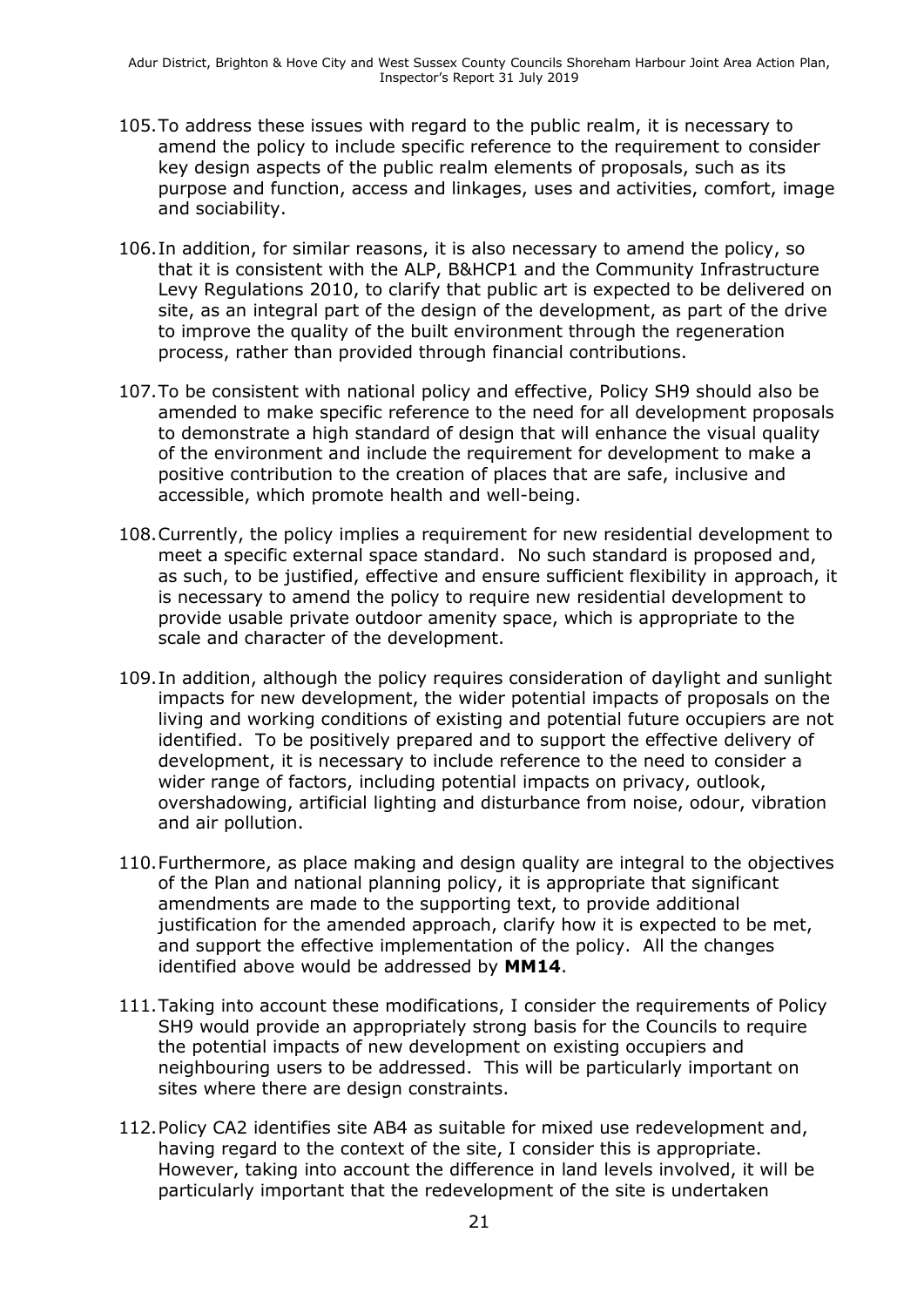105. To address these issues with regard to the public realm, it is necessary to amend the policy to include specific reference to the requirement to consider key design aspects of the public realm elements of proposals, such as its purpose and function, access and linkages, uses and activities, comfort, image and sociability.

106. In addition, for similar reasons, it is also necessary to amend the policy, so that it is consistent with the ALP, B&HCP1 and the Community Infrastructure Levy Regulations 2010, to clarify that public art is expected to be delivered on site, as an integral part of the design of the development, as part of the drive to improve the quality of the built environment through the regeneration process, rather than provided through financial contributions.

107. To be consistent with national policy and effective, Policy SH9 should also be amended to make specific reference to the need for all development proposals to demonstrate a high standard of design that will enhance the visual quality of the environment and include the requirement for development to make a positive contribution to the creation of places that are safe, inclusive and accessible, which promote health and well-being.

108. Currently, the policy implies a requirement for new residential development to meet a specific external space standard. No such standard is proposed and, as such, to be justified, effective and ensure sufficient flexibility in approach, it is necessary to amend the policy to require new residential development to provide usable private outdoor amenity space, which is appropriate to the scale and character of the development.

109. In addition, although the policy requires consideration of daylight and sunlight impacts for new development, the wider potential impacts of proposals on the living and working conditions of existing and potential future occupiers are not identified. To be positively prepared and to support the effective delivery of development, it is necessary to include reference to the need to consider a wider range of factors, including potential impacts on privacy, outlook, overshadowing, artificial lighting and disturbance from noise, odour, vibration and air pollution.

110. Furthermore, as place making and design quality are integral to the objectives of the Plan and national planning policy, it is appropriate that significant amendments are made to the supporting text, to provide additional justification for the amended approach, clarify how it is expected to be met, and support the effective implementation of the policy. All the changes identified above would be addressed by **MM14**.

111. Taking into account these modifications, I consider the requirements of Policy SH9 would provide an appropriately strong basis for the Councils to require the potential impacts of new development on existing occupiers and neighbouring users to be addressed. This will be particularly important on sites where there are design constraints.

112. Policy CA2 identifies site AB4 as suitable for mixed use redevelopment and, having regard to the context of the site, I consider this is appropriate. However, taking into account the difference in land levels involved, it will be particularly important that the redevelopment of the site is undertaken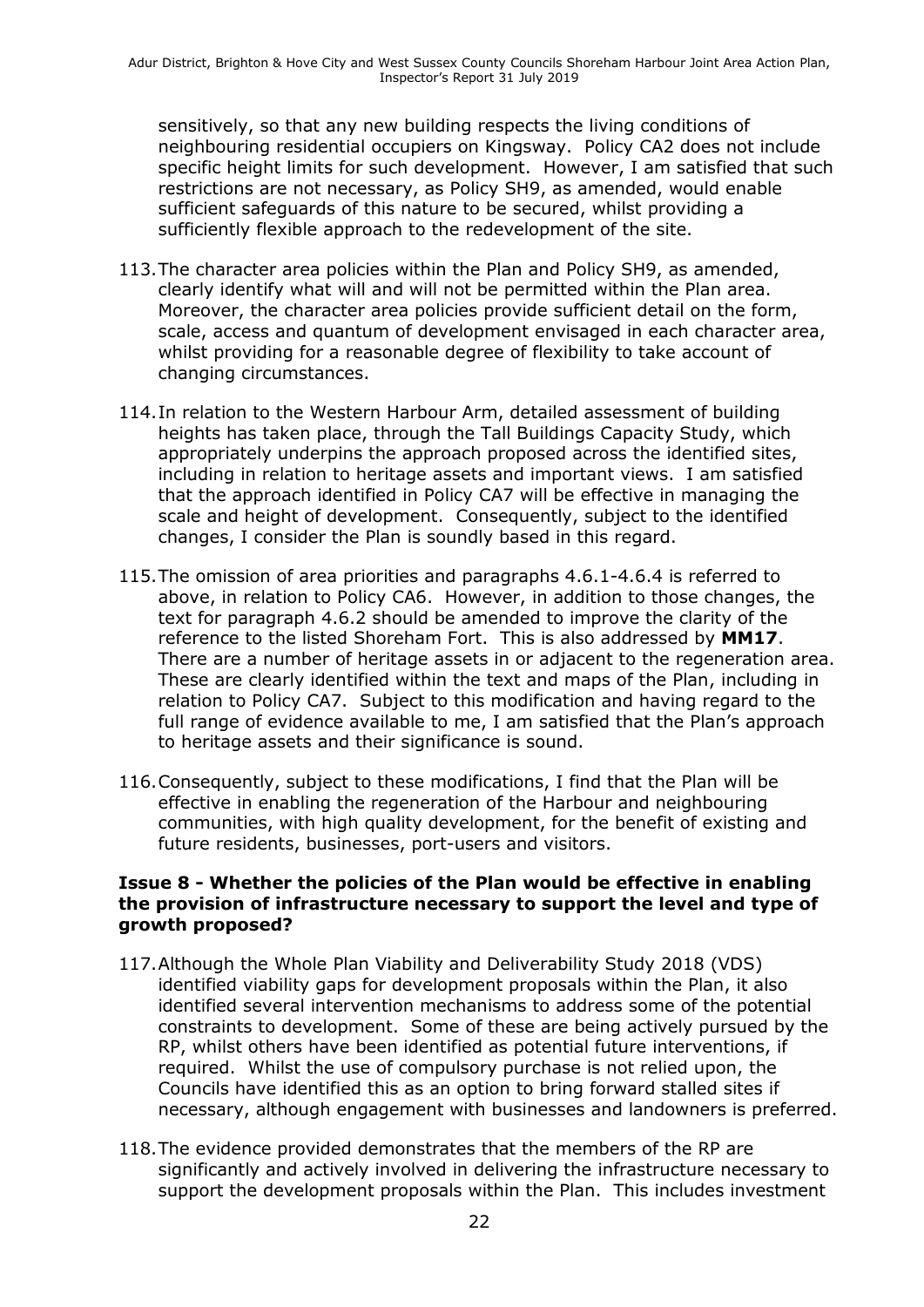sensitively, so that any new building respects the living conditions of neighbouring residential occupiers on Kingsway. Policy CA2 does not include specific height limits for such development. However, I am satisfied that such restrictions are not necessary, as Policy SH9, as amended, would enable sufficient safeguards of this nature to be secured, whilst providing a sufficiently flexible approach to the redevelopment of the site.

113. The character area policies within the Plan and Policy SH9, as amended, clearly identify what will and will not be permitted within the Plan area. Moreover, the character area policies provide sufficient detail on the form, scale, access and quantum of development envisaged in each character area, whilst providing for a reasonable degree of flexibility to take account of changing circumstances.

114. In relation to the Western Harbour Arm, detailed assessment of building heights has taken place, through the Tall Buildings Capacity Study, which appropriately underpins the approach proposed across the identified sites, including in relation to heritage assets and important views. I am satisfied that the approach identified in Policy CA7 will be effective in managing the scale and height of development. Consequently, subject to the identified changes, I consider the Plan is soundly based in this regard.

115. The omission of area priorities and paragraphs 4.6.1-4.6.4 is referred to above, in relation to Policy CA6. However, in addition to those changes, the text for paragraph 4.6.2 should be amended to improve the clarity of the reference to the listed Shoreham Fort. This is also addressed by **MM17**. There are a number of heritage assets in or adjacent to the regeneration area. These are clearly identified within the text and maps of the Plan, including in relation to Policy CA7. Subject to this modification and having regard to the full range of evidence available to me, I am satisfied that the Plan's approach to heritage assets and their significance is sound.

116. Consequently, subject to these modifications, I find that the Plan will be effective in enabling the regeneration of the Harbour and neighbouring communities, with high quality development, for the benefit of existing and future residents, businesses, port-users and visitors.

### Issue 8 - Whether the policies of the Plan would be effective in enabling the provision of infrastructure necessary to support the level and type of growth proposed?

117. Although the Whole Plan Viability and Deliverability Study 2018 (VDS) identified viability gaps for development proposals within the Plan, it also identified several intervention mechanisms to address some of the potential constraints to development. Some of these are being actively pursued by the RP, whilst others have been identified as potential future interventions, if required. Whilst the use of compulsory purchase is not relied upon, the Councils have identified this as an option to bring forward stalled sites if necessary, although engagement with businesses and landowners is preferred.

118. The evidence provided demonstrates that the members of the RP are significantly and actively involved in delivering the infrastructure necessary to support the development proposals within the Plan. This includes investment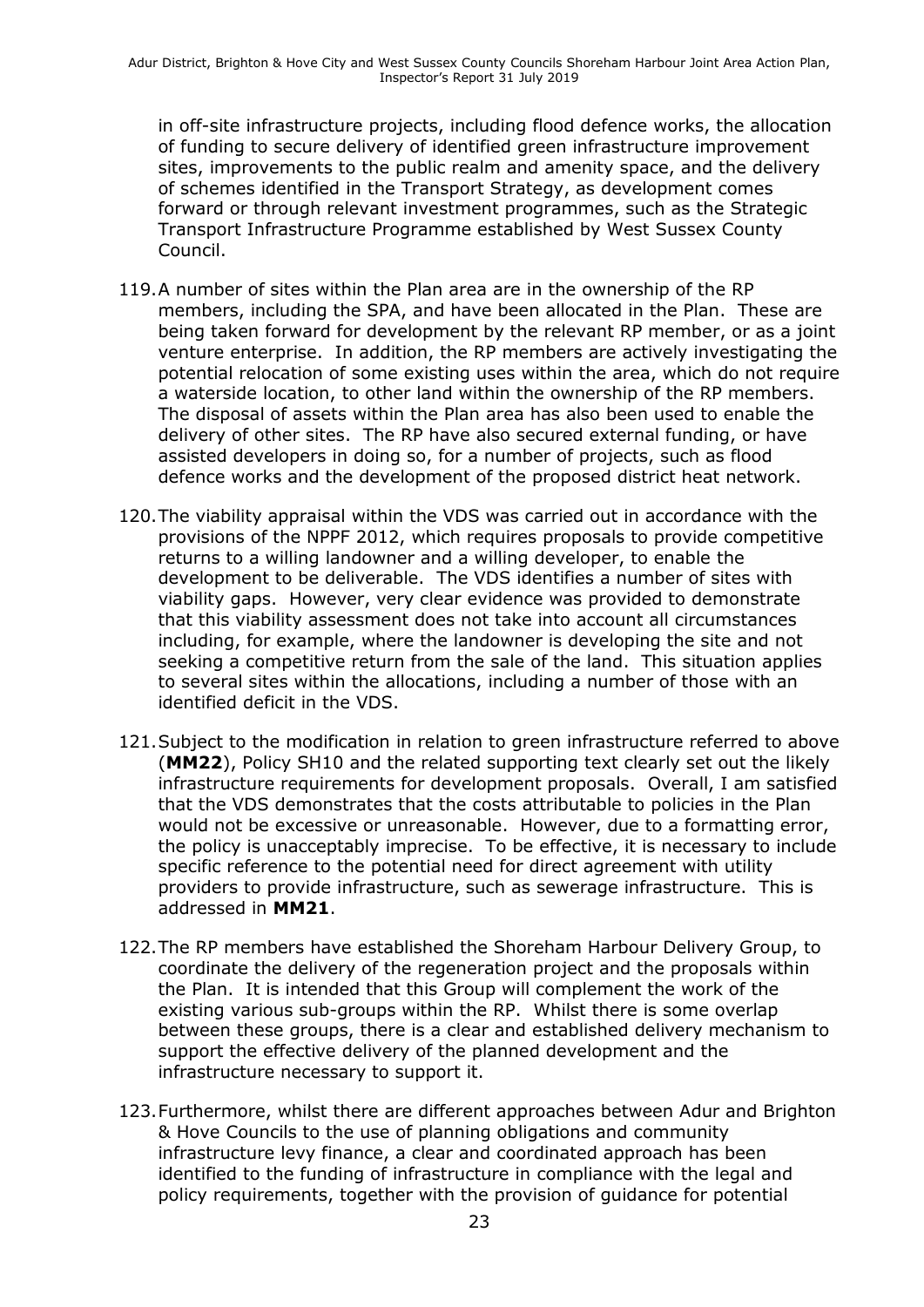in off-site infrastructure projects, including flood defence works, the allocation of funding to secure delivery of identified green infrastructure improvement sites, improvements to the public realm and amenity space, and the delivery of schemes identified in the Transport Strategy, as development comes forward or through relevant investment programmes, such as the Strategic Transport Infrastructure Programme established by West Sussex County Council.

119. A number of sites within the Plan area are in the ownership of the RP members, including the SPA, and have been allocated in the Plan. These are being taken forward for development by the relevant RP member, or as a joint venture enterprise. In addition, the RP members are actively investigating the potential relocation of some existing uses within the area, which do not require a waterside location, to other land within the ownership of the RP members. The disposal of assets within the Plan area has also been used to enable the delivery of other sites. The RP have also secured external funding, or have assisted developers in doing so, for a number of projects, such as flood defence works and the development of the proposed district heat network.

120. The viability appraisal within the VDS was carried out in accordance with the provisions of the NPPF 2012, which requires proposals to provide competitive returns to a willing landowner and a willing developer, to enable the development to be deliverable. The VDS identifies a number of sites with viability gaps. However, very clear evidence was provided to demonstrate that this viability assessment does not take into account all circumstances including, for example, where the landowner is developing the site and not seeking a competitive return from the sale of the land. This situation applies to several sites within the allocations, including a number of those with an identified deficit in the VDS.

121. Subject to the modification in relation to green infrastructure referred to above (**MM22**), Policy SH10 and the related supporting text clearly set out the likely infrastructure requirements for development proposals. Overall, I am satisfied that the VDS demonstrates that the costs attributable to policies in the Plan would not be excessive or unreasonable. However, due to a formatting error, the policy is unacceptably imprecise. To be effective, it is necessary to include specific reference to the potential need for direct agreement with utility providers to provide infrastructure, such as sewerage infrastructure. This is addressed in **MM21**.

122. The RP members have established the Shoreham Harbour Delivery Group, to coordinate the delivery of the regeneration project and the proposals within the Plan. It is intended that this Group will complement the work of the existing various sub-groups within the RP. Whilst there is some overlap between these groups, there is a clear and established delivery mechanism to support the effective delivery of the planned development and the infrastructure necessary to support it.

123. Furthermore, whilst there are different approaches between Adur and Brighton & Hove Councils to the use of planning obligations and community infrastructure levy finance, a clear and coordinated approach has been identified to the funding of infrastructure in compliance with the legal and policy requirements, together with the provision of guidance for potential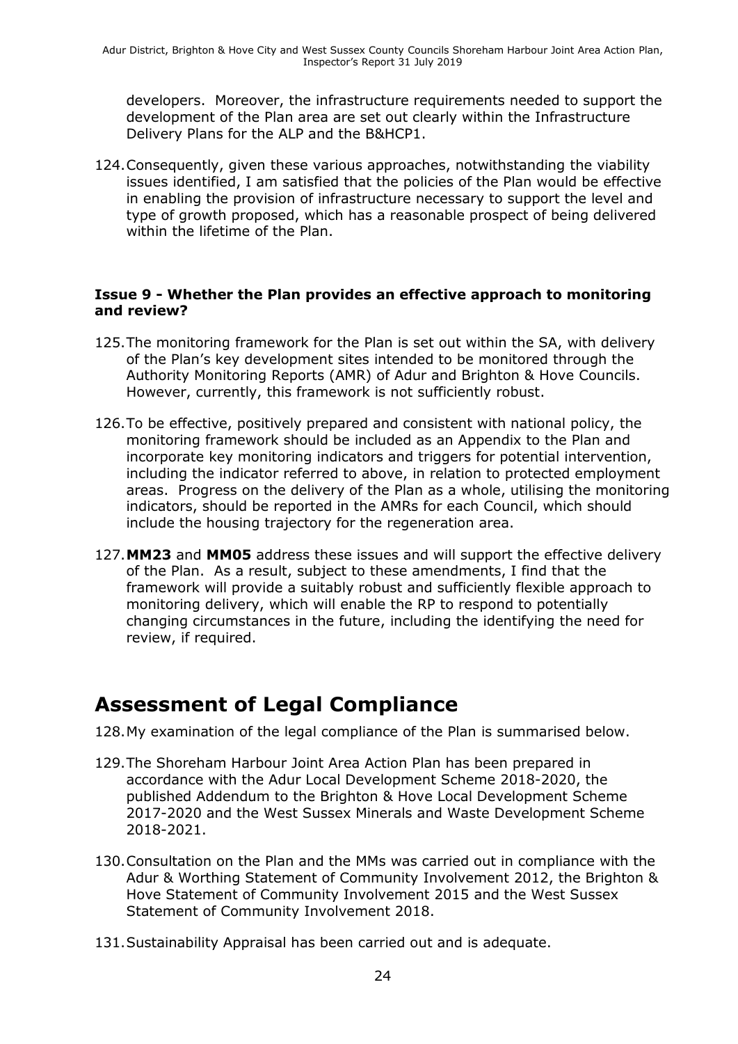developers. Moreover, the infrastructure requirements needed to support the development of the Plan area are set out clearly within the Infrastructure Delivery Plans for the ALP and the B&HCP1.

124. Consequently, given these various approaches, notwithstanding the viability issues identified, I am satisfied that the policies of the Plan would be effective in enabling the provision of infrastructure necessary to support the level and type of growth proposed, which has a reasonable prospect of being delivered within the lifetime of the Plan.

### Issue 9 - Whether the Plan provides an effective approach to monitoring and review?

125. The monitoring framework for the Plan is set out within the SA, with delivery of the Plan's key development sites intended to be monitored through the Authority Monitoring Reports (AMR) of Adur and Brighton & Hove Councils. However, currently, this framework is not sufficiently robust.

126. To be effective, positively prepared and consistent with national policy, the monitoring framework should be included as an Appendix to the Plan and incorporate key monitoring indicators and triggers for potential intervention, including the indicator referred to above, in relation to protected employment areas. Progress on the delivery of the Plan as a whole, utilising the monitoring indicators, should be reported in the AMRs for each Council, which should include the housing trajectory for the regeneration area.

127. **MM23** and **MM05** address these issues and will support the effective delivery of the Plan. As a result, subject to these amendments, I find that the framework will provide a suitably robust and sufficiently flexible approach to monitoring delivery, which will enable the RP to respond to potentially changing circumstances in the future, including the identifying the need for review, if required.

# Assessment of Legal Compliance

128. My examination of the legal compliance of the Plan is summarised below.

129. The Shoreham Harbour Joint Area Action Plan has been prepared in accordance with the Adur Local Development Scheme 2018-2020, the published Addendum to the Brighton & Hove Local Development Scheme 2017-2020 and the West Sussex Minerals and Waste Development Scheme 2018-2021.

130. Consultation on the Plan and the MMs was carried out in compliance with the Adur & Worthing Statement of Community Involvement 2012, the Brighton & Hove Statement of Community Involvement 2015 and the West Sussex Statement of Community Involvement 2018.

131. Sustainability Appraisal has been carried out and is adequate.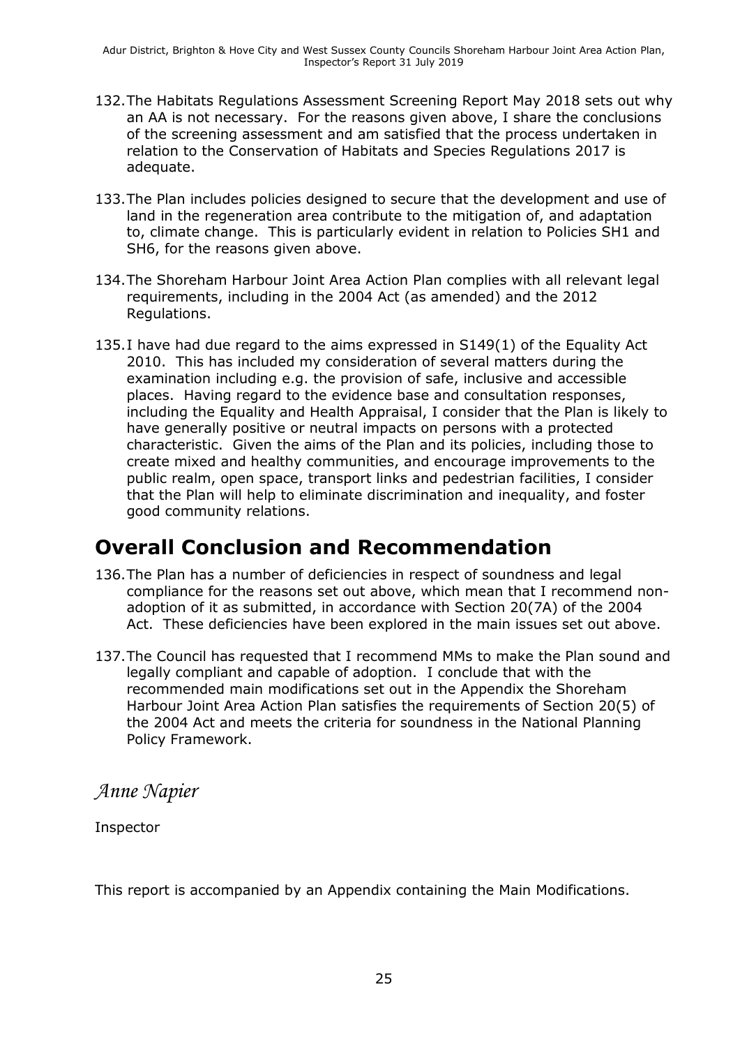132. The Habitats Regulations Assessment Screening Report May 2018 sets out why an AA is not necessary. For the reasons given above, I share the conclusions of the screening assessment and am satisfied that the process undertaken in relation to the Conservation of Habitats and Species Regulations 2017 is adequate.

133. The Plan includes policies designed to secure that the development and use of land in the regeneration area contribute to the mitigation of, and adaptation to, climate change. This is particularly evident in relation to Policies SH1 and SH6, for the reasons given above.

134. The Shoreham Harbour Joint Area Action Plan complies with all relevant legal requirements, including in the 2004 Act (as amended) and the 2012 Regulations.

135. I have had due regard to the aims expressed in S149(1) of the Equality Act 2010. This has included my consideration of several matters during the examination including e.g. the provision of safe, inclusive and accessible places. Having regard to the evidence base and consultation responses, including the Equality and Health Appraisal, I consider that the Plan is likely to have generally positive or neutral impacts on persons with a protected characteristic. Given the aims of the Plan and its policies, including those to create mixed and healthy communities, and encourage improvements to the public realm, open space, transport links and pedestrian facilities, I consider that the Plan will help to eliminate discrimination and inequality, and foster good community relations.

# Overall Conclusion and Recommendation

136. The Plan has a number of deficiencies in respect of soundness and legal compliance for the reasons set out above, which mean that I recommend non-adoption of it as submitted, in accordance with Section 20(7A) of the 2004 Act. These deficiencies have been explored in the main issues set out above.

137. The Council has requested that I recommend MMs to make the Plan sound and legally compliant and capable of adoption. I conclude that with the recommended main modifications set out in the Appendix the Shoreham Harbour Joint Area Action Plan satisfies the requirements of Section 20(5) of the 2004 Act and meets the criteria for soundness in the National Planning Policy Framework.

*Anne Napier*

Inspector

This report is accompanied by an Appendix containing the Main Modifications.